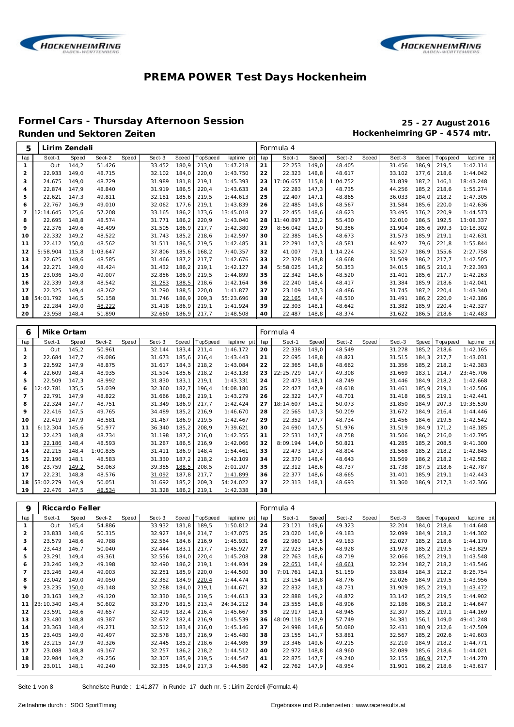# PREMA POWER Test Days Hockenheim

## Formel Cars - Thursday Afternoon Session

**25 - 27 August 2016**

### Runden und Sektoren Zeiten

**Hockenheimring GP - 4574 mtr.**

| 5 | Lirim Zendeli | | | | | | | | | Formula 4 | | | | | | | | |
|---|---|---|---|---|---|---|---|---|---|---|---|---|---|---|---|---|---|---|
| lap | Sect-1 | Speed | Sect-2 | Speed | Sect-3 | Speed | TopSpeed | laptime pit | lap | Sect-1 | Speed | Sect-2 | Speed | Sect-3 | Speed | Topspeed | laptime pit |
| 1 | Out | 144,2 | 51.426 | | 33.452 | 180,9 | 213,0 | 1:47.218 | 21 | 22.253 | 149,0 | 48.405 | | 31.456 | 186,9 | 219,5 | 1:42.114 |
| 2 | 22.933 | 149,0 | 48.715 | | 32.102 | 184,0 | 220,0 | 1:43.750 | 22 | 22.323 | 148,8 | 48.617 | | 33.102 | 177,6 | 218,6 | 1:44.042 |
| 3 | 24.675 | 149,0 | 48.729 | | 31.989 | 181,8 | 219,1 | 1:45.393 | 23 | 17:06.657 | 115,8 | 1:04.752 | | 31.839 | 187,2 | 146,1 | 18:43.248 |
| 4 | 22.874 | 147,9 | 48.840 | | 31.919 | 186,5 | 220,4 | 1:43.633 | 24 | 22.283 | 147,3 | 48.735 | | 44.256 | 185,2 | 218,6 | 1:55.274 |
| 5 | 22.621 | 147,3 | 49.811 | | 32.181 | 185,6 | 219,5 | 1:44.613 | 25 | 22.407 | 147,1 | 48.865 | | 36.033 | 184,0 | 218,2 | 1:47.305 |
| 6 | 22.767 | 146,9 | 49.010 | | 32.062 | 177,6 | 219,1 | 1:43.839 | 26 | 22.485 | 149,8 | 48.567 | | 31.584 | 185,6 | 220,0 | 1:42.636 |
| 7 | 12:14.645 | 125,6 | 57.208 | | 33.165 | 186,2 | 173,6 | 13:45.018 | 27 | 22.455 | 148,6 | 48.623 | | 33.495 | 176,2 | 220,9 | 1:44.573 |
| 8 | 22.695 | 148,8 | 48.574 | | 31.771 | 186,2 | 220,9 | 1:43.040 | 28 | 11:40.897 | 132,2 | 55.430 | | 32.010 | 186,5 | 192,5 | 13:08.337 |
| 9 | 22.376 | 149,6 | 48.499 | | 31.505 | 186,9 | 217,7 | 1:42.380 | 29 | 8:56.042 | 143,0 | 50.356 | | 31.904 | 185,6 | 209,3 | 10:18.302 |
| 10 | 22.332 | 149,2 | 48.522 | | 31.743 | 185,2 | 218,6 | 1:42.597 | 30 | 22.385 | 146,5 | 48.673 | | 31.573 | 185,9 | 219,1 | 1:42.631 |
| 11 | 22.412 | 150,0 | 48.562 | | 31.511 | 186,5 | 219,5 | 1:42.485 | 31 | 22.291 | 147,3 | 48.581 | | 44.972 | 79,6 | 221,8 | 1:55.844 |
| 12 | 5:58.904 | 115,8 | 1:03.647 | | 37.806 | 185,6 | 168,2 | 7:40.357 | 32 | 41.007 | 79,1 | 1:14.224 | | 32.527 | 186,9 | 155,6 | 2:27.758 |
| 13 | 22.625 | 148,6 | 48.585 | | 31.466 | 187,2 | 217,7 | 1:42.676 | 33 | 22.328 | 148,8 | 48.668 | | 31.509 | 186,2 | 217,7 | 1:42.505 |
| 14 | 22.271 | 149,0 | 48.424 | | 31.432 | 186,2 | 219,1 | 1:42.127 | 34 | 5:58.025 | 143,2 | 50.353 | | 34.015 | 186,5 | 210,1 | 7:22.393 |
| 15 | 23.036 | 145,0 | 49.007 | | 32.856 | 186,9 | 219,5 | 1:44.899 | 35 | 22.342 | 148,6 | 48.520 | | 31.401 | 185,6 | 217,7 | 1:42.263 |
| 16 | 22.339 | 149,8 | 48.542 | | 31.283 | 188,5 | 218,6 | 1:42.164 | 36 | 22.240 | 148,4 | 48.417 | | 31.384 | 185,9 | 218,6 | 1:42.041 |
| 17 | 22.325 | 149,4 | 48.262 | | 31.290 | 188,5 | 220,0 | 1:41.877 | 37 | 23.109 | 147,3 | 48.486 | | 31.745 | 187,2 | 220,4 | 1:43.340 |
| 18 | 54:01.792 | 146,5 | 50.158 | | 31.746 | 186,9 | 209,3 | 55:23.696 | 38 | 22.165 | 148,4 | 48.530 | | 31.491 | 186,2 | 220,0 | 1:42.186 |
| 19 | 22.284 | 149,0 | 48.222 | | 31.418 | 186,9 | 219,1 | 1:41.924 | 39 | 22.303 | 148,1 | 48.642 | | 31.382 | 185,9 | 220,4 | 1:42.327 |
| 20 | 23.958 | 148,4 | 51.890 | | 32.660 | 186,9 | 217,7 | 1:48.508 | 40 | 22.487 | 148,8 | 48.374 | | 31.622 | 186,5 | 218,6 | 1:42.483 |

| 6 | Mike Ortam | | | | | | | | | Formula 4 | | | | | | | | |
|---|---|---|---|---|---|---|---|---|---|---|---|---|---|---|---|---|---|---|
| lap | Sect-1 | Speed | Sect-2 | Speed | Sect-3 | Speed | TopSpeed | laptime pit | lap | Sect-1 | Speed | Sect-2 | Speed | Sect-3 | Speed | Topspeed | laptime pit |
| 1 | Out | 145,2 | 50.961 | | 32.144 | 183,4 | 211,4 | 1:46.172 | 20 | 22.338 | 149,0 | 48.549 | | 31.278 | 185,2 | 218,6 | 1:42.165 |
| 2 | 22.684 | 147,7 | 49.086 | | 31.673 | 185,6 | 216,4 | 1:43.443 | 21 | 22.695 | 148,8 | 48.821 | | 31.515 | 184,3 | 217,7 | 1:43.031 |
| 3 | 22.592 | 147,9 | 48.875 | | 31.617 | 184,3 | 218,2 | 1:43.084 | 22 | 22.365 | 148,8 | 48.662 | | 31.356 | 185,2 | 218,2 | 1:42.383 |
| 4 | 22.609 | 148,4 | 48.935 | | 31.594 | 185,6 | 218,2 | 1:43.138 | 23 | 22:25.729 | 147,7 | 49.308 | | 31.669 | 183,1 | 214,7 | 23:46.706 |
| 5 | 22.509 | 147,3 | 48.992 | | 31.830 | 183,1 | 219,1 | 1:43.331 | 24 | 22.473 | 148,1 | 48.749 | | 31.446 | 184,9 | 218,2 | 1:42.668 |
| 6 | 12:42.781 | 135,5 | 53.039 | | 32.360 | 182,7 | 196,4 | 14:08.180 | 25 | 22.427 | 147,9 | 48.618 | | 31.461 | 185,9 | 219,1 | 1:42.506 |
| 7 | 22.791 | 147,9 | 48.822 | | 31.666 | 186,2 | 219,1 | 1:43.279 | 26 | 22.322 | 147,7 | 48.701 | | 31.418 | 186,5 | 219,1 | 1:42.441 |
| 8 | 22.324 | 147,7 | 48.751 | | 31.349 | 186,9 | 217,7 | 1:42.424 | 27 | 18:14.607 | 145,2 | 50.073 | | 31.850 | 184,9 | 207,3 | 19:36.530 |
| 9 | 22.416 | 147,5 | 49.765 | | 34.489 | 185,2 | 216,9 | 1:46.670 | 28 | 22.565 | 147,3 | 50.209 | | 31.672 | 184,9 | 216,4 | 1:44.446 |
| 10 | 22.419 | 147,9 | 48.581 | | 31.467 | 186,9 | 219,5 | 1:42.467 | 29 | 22.352 | 147,7 | 48.734 | | 31.456 | 184,6 | 219,5 | 1:42.542 |
| 11 | 6:12.304 | 145,6 | 50.977 | | 36.340 | 185,2 | 208,9 | 7:39.621 | 30 | 24.690 | 147,5 | 51.976 | | 31.519 | 184,9 | 171,2 | 1:48.185 |
| 12 | 22.423 | 148,8 | 48.734 | | 31.198 | 187,2 | 216,0 | 1:42.355 | 31 | 22.531 | 147,7 | 48.758 | | 31.506 | 186,2 | 216,0 | 1:42.795 |
| 13 | 22.186 | 148,4 | 48.593 | | 31.287 | 186,5 | 216,9 | 1:42.066 | 32 | 8:09.194 | 144,0 | 50.821 | | 41.285 | 185,2 | 208,5 | 9:41.300 |
| 14 | 22.215 | 148,4 | 1:00.835 | | 31.411 | 186,9 | 148,4 | 1:54.461 | 33 | 22.473 | 147,3 | 48.804 | | 31.568 | 185,2 | 218,2 | 1:42.845 |
| 15 | 22.196 | 148,1 | 48.583 | | 31.330 | 187,2 | 218,2 | 1:42.109 | 34 | 22.370 | 148,4 | 48.643 | | 31.569 | 186,2 | 218,2 | 1:42.582 |
| 16 | 23.759 | 149,2 | 58.063 | | 39.385 | 188,5 | 208,5 | 2:01.207 | 35 | 22.312 | 148,6 | 48.737 | | 31.738 | 187,5 | 218,6 | 1:42.787 |
| 17 | 22.231 | 148,8 | 48.576 | | 31.092 | 187,8 | 217,7 | 1:41.899 | 36 | 22.377 | 148,6 | 48.665 | | 31.401 | 185,9 | 219,1 | 1:42.443 |
| 18 | 53:02.279 | 146,9 | 50.051 | | 31.692 | 185,2 | 209,3 | 54:24.022 | 37 | 22.313 | 148,1 | 48.693 | | 31.360 | 186,9 | 217,3 | 1:42.366 |
| 19 | 22.476 | 147,5 | 48.534 | | 31.328 | 186,2 | 219,1 | 1:42.338 | 38 | | | | | | | | |

| 9 | Riccardo Feller | | | | | | | | | Formula 4 | | | | | | | | |
|---|---|---|---|---|---|---|---|---|---|---|---|---|---|---|---|---|---|---|
| lap | Sect-1 | Speed | Sect-2 | Speed | Sect-3 | Speed | TopSpeed | laptime pit | lap | Sect-1 | Speed | Sect-2 | Speed | Sect-3 | Speed | Topspeed | laptime pit |
| 1 | Out | 145,4 | 54.886 | | 33.932 | 181,8 | 189,5 | 1:50.812 | 24 | 23.121 | 149,6 | 49.323 | | 32.204 | 184,0 | 218,6 | 1:44.648 |
| 2 | 23.833 | 148,6 | 50.315 | | 32.927 | 184,9 | 214,7 | 1:47.075 | 25 | 23.020 | 146,9 | 49.183 | | 32.099 | 184,9 | 218,2 | 1:44.302 |
| 3 | 23.579 | 148,6 | 49.788 | | 32.564 | 184,6 | 216,9 | 1:45.931 | 26 | 22.960 | 147,5 | 49.183 | | 32.027 | 185,2 | 218,6 | 1:44.170 |
| 4 | 23.443 | 146,7 | 50.040 | | 32.444 | 183,1 | 217,7 | 1:45.927 | 27 | 22.923 | 148,6 | 48.928 | | 31.978 | 185,2 | 219,5 | 1:43.829 |
| 5 | 23.291 | 149,4 | 49.361 | | 32.556 | 184,0 | 220,4 | 1:45.208 | 28 | 22.763 | 148,6 | 48.719 | | 32.066 | 185,2 | 219,1 | 1:43.548 |
| 6 | 23.246 | 149,2 | 49.198 | | 32.490 | 186,2 | 219,1 | 1:44.934 | 29 | 22.651 | 148,4 | 48.661 | | 32.234 | 182,7 | 218,2 | 1:43.546 |
| 7 | 23.246 | 149,4 | 49.003 | | 32.251 | 185,9 | 220,0 | 1:44.500 | 30 | 7:01.761 | 142,1 | 51.159 | | 33.834 | 184,3 | 212,2 | 8:26.754 |
| 8 | 23.042 | 149,0 | 49.050 | | 32.382 | 184,9 | 220,4 | 1:44.474 | 31 | 23.154 | 149,8 | 48.776 | | 32.026 | 184,9 | 219,5 | 1:43.956 |
| 9 | 23.235 | 150,0 | 49.148 | | 32.288 | 184,0 | 219,1 | 1:44.671 | 32 | 22.832 | 148,1 | 48.731 | | 31.909 | 185,2 | 219,1 | 1:43.472 |
| 10 | 23.163 | 149,2 | 49.120 | | 32.330 | 186,5 | 219,5 | 1:44.613 | 33 | 22.888 | 149,2 | 48.872 | | 33.142 | 185,2 | 219,5 | 1:44.902 |
| 11 | 23:10.340 | 145,4 | 50.602 | | 33.270 | 181,5 | 213,4 | 24:34.212 | 34 | 23.555 | 148,8 | 48.906 | | 32.186 | 186,5 | 218,2 | 1:44.647 |
| 12 | 23.591 | 148,6 | 49.657 | | 32.419 | 182,4 | 216,4 | 1:45.667 | 35 | 22.917 | 148,1 | 48.945 | | 32.307 | 185,2 | 219,1 | 1:44.169 |
| 13 | 23.480 | 148,8 | 49.387 | | 32.672 | 182,4 | 216,9 | 1:45.539 | 36 | 48:09.118 | 142,9 | 57.749 | | 34.381 | 156,1 | 149,0 | 49:41.248 |
| 14 | 23.363 | 148,4 | 49.271 | | 32.512 | 183,4 | 216,0 | 1:45.146 | 37 | 24.998 | 148,6 | 50.080 | | 32.431 | 180,9 | 212,6 | 1:47.509 |
| 15 | 23.405 | 149,0 | 49.497 | | 32.578 | 183,7 | 216,9 | 1:45.480 | 38 | 23.155 | 141,7 | 53.881 | | 32.567 | 185,2 | 202,6 | 1:49.603 |
| 16 | 23.215 | 147,9 | 49.326 | | 32.445 | 185,2 | 218,6 | 1:44.986 | 39 | 23.346 | 149,6 | 49.215 | | 32.210 | 184,9 | 218,2 | 1:44.771 |
| 17 | 23.088 | 148,8 | 49.167 | | 32.257 | 186,2 | 218,2 | 1:44.512 | 40 | 22.972 | 148,8 | 48.960 | | 32.089 | 185,6 | 218,6 | 1:44.021 |
| 18 | 22.984 | 149,2 | 49.256 | | 32.307 | 185,9 | 219,5 | 1:44.547 | 41 | 22.875 | 147,7 | 49.240 | | 32.155 | 186,9 | 217,7 | 1:44.270 |
| 19 | 23.011 | 148,1 | 49.240 | | 32.335 | 184,9 | 217,3 | 1:44.586 | 42 | 22.762 | 147,9 | 48.954 | | 31.901 | 186,2 | 218,6 | 1:43.617 |

Schnellste Runde : 1:41.877 in Runde 17 duch nr. 5 : Lirim Zendeli (Formula 4)

Zeitnahme durch : SDO SportTiming

Ergebnisse und Rundenzeiten : www.raceresults.at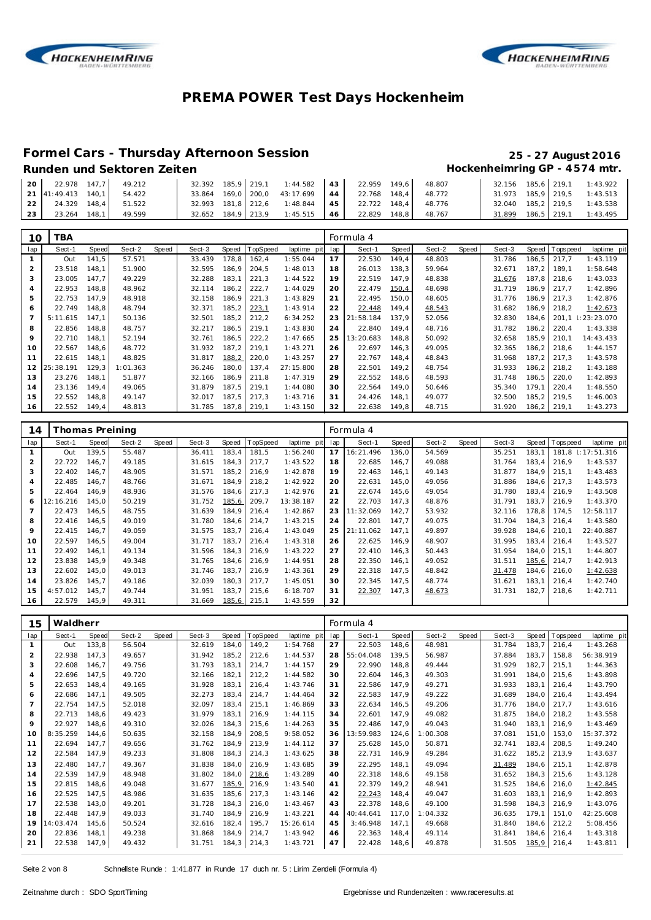# PREMA POWER Test Days Hockenheim

## Formel Cars - Thursday Afternoon Session

**25 - 27 August 2016**

### Runden und Sektoren Zeiten

**Hockenheimring GP - 4574 mtr.**

| lap | Sect-1 | Speed | Sect-2 | Speed | Sect-3 | Speed | TopSpeed | laptime pit | lap | Sect-1 | Speed | Sect-2 | Speed | Sect-3 | Speed | Topspeed | laptime pit |
|---|---|---|---|---|---|---|---|---|---|---|---|---|---|---|---|---|---|
| 20 | 22.978 | 147,7 | 49.212 | | 32.392 | 185,9 | 219,1 | 1:44.582 | 43 | 22.959 | 149,6 | 48.807 | | 32.156 | 185,6 | 219,1 | 1:43.922 |
| 21 | 41:49.413 | 140,1 | 54.422 | | 33.864 | 169,0 | 200,0 | 43:17.699 | 44 | 22.768 | 148,4 | 48.772 | | 31.973 | 185,9 | 219,5 | 1:43.513 |
| 22 | 24.329 | 148,4 | 51.522 | | 32.993 | 181,8 | 212,6 | 1:48.844 | 45 | 22.722 | 148,4 | 48.776 | | 32.040 | 185,2 | 219,5 | 1:43.538 |
| 23 | 23.264 | 148,1 | 49.599 | | 32.652 | 184,9 | 213,9 | 1:45.515 | 46 | 22.829 | 148,8 | 48.767 | | 31.899 | 186,5 | 219,1 | 1:43.495 |

### 10 TBA — Formula 4

| lap | Sect-1 | Speed | Sect-2 | Speed | Sect-3 | Speed | TopSpeed | laptime pit | lap | Sect-1 | Speed | Sect-2 | Speed | Sect-3 | Speed | Topspeed | laptime pit |
|---|---|---|---|---|---|---|---|---|---|---|---|---|---|---|---|---|---|
| 1 | Out | 141,5 | 57.571 | | 33.439 | 178,8 | 162,4 | 1:55.044 | 17 | 22.530 | 149,4 | 48.803 | | 31.786 | 186,5 | 217,7 | 1:43.119 |
| 2 | 23.518 | 148,1 | 51.900 | | 32.595 | 186,9 | 204,5 | 1:48.013 | 18 | 26.013 | 138,3 | 59.964 | | 32.671 | 187,2 | 189,1 | 1:58.648 |
| 3 | 23.005 | 147,7 | 49.229 | | 32.288 | 183,1 | 221,3 | 1:44.522 | 19 | 22.519 | 147,9 | 48.838 | | 31.676 | 187,8 | 218,6 | 1:43.033 |
| 4 | 22.953 | 148,8 | 48.962 | | 32.114 | 186,2 | 222,7 | 1:44.029 | 20 | 22.479 | 150,4 | 48.698 | | 31.719 | 186,9 | 217,7 | 1:42.896 |
| 5 | 22.753 | 147,9 | 48.918 | | 32.158 | 186,9 | 221,3 | 1:43.829 | 21 | 22.495 | 150,0 | 48.605 | | 31.776 | 186,9 | 217,3 | 1:42.876 |
| 6 | 22.749 | 148,8 | 48.794 | | 32.371 | 185,2 | 223,1 | 1:43.914 | 22 | 22.448 | 149,4 | 48.543 | | 31.682 | 186,9 | 218,2 | 1:42.673 |
| 7 | 5:11.615 | 147,1 | 50.136 | | 32.501 | 185,2 | 212,2 | 6:34.252 | 23 | 21:58.184 | 137,9 | 52.056 | | 32.830 | 184,6 | 201,1 | 1:23:23.070 |
| 8 | 22.856 | 148,8 | 48.757 | | 32.217 | 186,5 | 219,1 | 1:43.830 | 24 | 22.840 | 149,4 | 48.716 | | 31.782 | 186,2 | 220,4 | 1:43.338 |
| 9 | 22.710 | 148,1 | 52.194 | | 32.761 | 186,5 | 222,2 | 1:47.665 | 25 | 13:20.683 | 148,8 | 50.092 | | 32.658 | 185,9 | 210,1 | 14:43.433 |
| 10 | 22.567 | 148,6 | 48.772 | | 31.932 | 187,2 | 219,1 | 1:43.271 | 26 | 22.697 | 146,3 | 49.095 | | 32.365 | 186,2 | 218,6 | 1:44.157 |
| 11 | 22.615 | 148,1 | 48.825 | | 31.817 | 188,2 | 220,0 | 1:43.257 | 27 | 22.767 | 148,4 | 48.843 | | 31.968 | 187,2 | 217,3 | 1:43.578 |
| 12 | 25:38.191 | 129,3 | 1:01.363 | | 36.246 | 180,0 | 137,4 | 27:15.800 | 28 | 22.501 | 149,2 | 48.754 | | 31.933 | 186,2 | 218,2 | 1:43.188 |
| 13 | 23.276 | 148,1 | 51.877 | | 32.166 | 186,9 | 211,8 | 1:47.319 | 29 | 22.552 | 148,6 | 48.593 | | 31.748 | 186,5 | 220,0 | 1:42.893 |
| 14 | 23.136 | 149,4 | 49.065 | | 31.879 | 187,5 | 219,1 | 1:44.080 | 30 | 22.564 | 149,0 | 50.646 | | 35.340 | 179,1 | 220,4 | 1:48.550 |
| 15 | 22.552 | 148,8 | 49.147 | | 32.017 | 187,5 | 217,3 | 1:43.716 | 31 | 24.426 | 148,1 | 49.077 | | 32.500 | 185,2 | 219,5 | 1:46.003 |
| 16 | 22.552 | 149,4 | 48.813 | | 31.785 | 187,8 | 219,1 | 1:43.150 | 32 | 22.638 | 149,8 | 48.715 | | 31.920 | 186,2 | 219,1 | 1:43.273 |

### 14 Thomas Preining — Formula 4

| lap | Sect-1 | Speed | Sect-2 | Speed | Sect-3 | Speed | TopSpeed | laptime pit | lap | Sect-1 | Speed | Sect-2 | Speed | Sect-3 | Speed | Topspeed | laptime pit |
|---|---|---|---|---|---|---|---|---|---|---|---|---|---|---|---|---|---|
| 1 | Out | 139,5 | 55.487 | | 36.411 | 183,4 | 181,5 | 1:56.240 | 17 | 16:21.496 | 136,0 | 54.569 | | 35.251 | 183,1 | 181,8 | 1:17:51.316 |
| 2 | 22.722 | 146,7 | 49.185 | | 31.615 | 184,3 | 217,7 | 1:43.522 | 18 | 22.685 | 146,7 | 49.088 | | 31.764 | 183,4 | 216,9 | 1:43.537 |
| 3 | 22.402 | 146,7 | 48.905 | | 31.571 | 185,2 | 216,9 | 1:42.878 | 19 | 22.463 | 146,1 | 49.143 | | 31.877 | 184,9 | 215,1 | 1:43.483 |
| 4 | 22.485 | 146,7 | 48.766 | | 31.671 | 184,9 | 218,2 | 1:42.922 | 20 | 22.631 | 145,0 | 49.056 | | 31.886 | 184,6 | 217,3 | 1:43.573 |
| 5 | 22.464 | 146,9 | 48.936 | | 31.576 | 184,6 | 217,3 | 1:42.976 | 21 | 22.674 | 145,6 | 49.054 | | 31.780 | 183,4 | 216,9 | 1:43.508 |
| 6 | 12:16.216 | 145,0 | 50.219 | | 31.752 | 185,6 | 209,7 | 13:38.187 | 22 | 22.703 | 147,3 | 48.876 | | 31.791 | 183,7 | 216,9 | 1:43.370 |
| 7 | 22.473 | 146,5 | 48.755 | | 31.639 | 184,9 | 216,4 | 1:42.867 | 23 | 11:32.069 | 142,7 | 53.932 | | 32.116 | 178,8 | 174,5 | 12:58.117 |
| 8 | 22.416 | 146,5 | 49.019 | | 31.780 | 184,6 | 214,7 | 1:43.215 | 24 | 22.801 | 147,7 | 49.075 | | 31.704 | 184,3 | 216,4 | 1:43.580 |
| 9 | 22.415 | 146,7 | 49.059 | | 31.575 | 183,7 | 216,4 | 1:43.049 | 25 | 21:11.062 | 147,1 | 49.897 | | 39.928 | 184,6 | 210,1 | 22:40.887 |
| 10 | 22.597 | 146,5 | 49.004 | | 31.717 | 183,7 | 216,4 | 1:43.318 | 26 | 22.625 | 146,9 | 48.907 | | 31.995 | 183,4 | 216,4 | 1:43.527 |
| 11 | 22.492 | 146,1 | 49.134 | | 31.596 | 184,3 | 216,9 | 1:43.222 | 27 | 22.410 | 146,3 | 50.443 | | 31.954 | 184,0 | 215,1 | 1:44.807 |
| 12 | 23.838 | 145,9 | 49.348 | | 31.765 | 184,6 | 216,9 | 1:44.951 | 28 | 22.350 | 146,1 | 49.052 | | 31.511 | 185,6 | 214,7 | 1:42.913 |
| 13 | 22.602 | 145,0 | 49.013 | | 31.746 | 183,7 | 216,9 | 1:43.361 | 29 | 22.318 | 147,5 | 48.842 | | 31.478 | 184,6 | 216,0 | 1:42.638 |
| 14 | 23.826 | 145,7 | 49.186 | | 32.039 | 180,3 | 217,7 | 1:45.051 | 30 | 22.345 | 147,5 | 48.774 | | 31.621 | 183,1 | 216,4 | 1:42.740 |
| 15 | 4:57.012 | 145,7 | 49.744 | | 31.951 | 183,7 | 215,6 | 6:18.707 | 31 | 22.307 | 147,3 | 48.673 | | 31.731 | 182,7 | 218,6 | 1:42.711 |
| 16 | 22.579 | 145,9 | 49.311 | | 31.669 | 185,6 | 215,1 | 1:43.559 | 32 | | | | | | | | |

### 15 Waldherr — Formula 4

| lap | Sect-1 | Speed | Sect-2 | Speed | Sect-3 | Speed | TopSpeed | laptime pit | lap | Sect-1 | Speed | Sect-2 | Speed | Sect-3 | Speed | Topspeed | laptime pit |
|---|---|---|---|---|---|---|---|---|---|---|---|---|---|---|---|---|---|
| 1 | Out | 133,8 | 56.504 | | 32.619 | 184,0 | 149,2 | 1:54.768 | 27 | 22.503 | 148,6 | 48.981 | | 31.784 | 183,7 | 216,4 | 1:43.268 |
| 2 | 22.938 | 147,3 | 49.657 | | 31.942 | 185,2 | 212,6 | 1:44.537 | 28 | 55:04.048 | 139,5 | 56.987 | | 37.884 | 183,7 | 158,8 | 56:38.919 |
| 3 | 22.608 | 146,7 | 49.756 | | 31.793 | 183,1 | 214,7 | 1:44.157 | 29 | 22.990 | 148,8 | 49.444 | | 31.929 | 182,7 | 215,1 | 1:44.363 |
| 4 | 22.696 | 147,5 | 49.720 | | 32.166 | 182,1 | 212,2 | 1:44.582 | 30 | 22.604 | 146,3 | 49.303 | | 31.991 | 184,0 | 215,6 | 1:43.898 |
| 5 | 22.653 | 148,4 | 49.165 | | 31.928 | 183,1 | 216,4 | 1:43.746 | 31 | 22.586 | 147,9 | 49.271 | | 31.933 | 183,1 | 216,4 | 1:43.790 |
| 6 | 22.686 | 147,1 | 49.505 | | 32.273 | 183,4 | 214,7 | 1:44.464 | 32 | 22.583 | 147,9 | 49.222 | | 31.689 | 184,0 | 216,4 | 1:43.494 |
| 7 | 22.754 | 147,5 | 52.018 | | 32.097 | 183,4 | 215,1 | 1:46.869 | 33 | 22.634 | 146,5 | 49.206 | | 31.776 | 184,0 | 217,7 | 1:43.616 |
| 8 | 22.713 | 148,6 | 49.423 | | 31.979 | 183,1 | 216,9 | 1:44.115 | 34 | 22.601 | 147,9 | 49.082 | | 31.875 | 184,0 | 218,2 | 1:43.558 |
| 9 | 22.927 | 148,6 | 49.310 | | 32.026 | 184,3 | 215,6 | 1:44.263 | 35 | 22.486 | 147,9 | 49.043 | | 31.940 | 183,1 | 216,9 | 1:43.469 |
| 10 | 8:35.259 | 144,6 | 50.635 | | 32.158 | 184,9 | 208,5 | 9:58.052 | 36 | 13:59.983 | 124,6 | 1:00.308 | | 37.081 | 151,0 | 153,0 | 15:37.372 |
| 11 | 22.694 | 147,7 | 49.656 | | 31.762 | 184,9 | 213,9 | 1:44.112 | 37 | 25.628 | 145,0 | 50.871 | | 32.741 | 183,4 | 208,5 | 1:49.240 |
| 12 | 22.584 | 147,9 | 49.233 | | 31.808 | 184,3 | 214,3 | 1:43.625 | 38 | 22.731 | 146,9 | 49.284 | | 31.622 | 185,2 | 213,9 | 1:43.637 |
| 13 | 22.480 | 147,7 | 49.367 | | 31.838 | 184,0 | 216,9 | 1:43.685 | 39 | 22.295 | 148,1 | 49.094 | | 31.489 | 184,6 | 215,1 | 1:42.878 |
| 14 | 22.539 | 147,9 | 48.948 | | 31.802 | 184,0 | 218,6 | 1:43.289 | 40 | 22.318 | 148,6 | 49.158 | | 31.652 | 184,3 | 215,6 | 1:43.128 |
| 15 | 22.815 | 148,6 | 49.048 | | 31.677 | 185,9 | 216,9 | 1:43.540 | 41 | 22.379 | 149,2 | 48.941 | | 31.525 | 184,6 | 216,0 | 1:42.845 |
| 16 | 22.525 | 147,5 | 48.986 | | 31.635 | 185,6 | 217,3 | 1:43.146 | 42 | 22.243 | 148,4 | 49.047 | | 31.603 | 183,1 | 216,9 | 1:42.893 |
| 17 | 22.538 | 143,0 | 49.201 | | 31.728 | 184,3 | 216,0 | 1:43.467 | 43 | 22.378 | 148,6 | 49.100 | | 31.598 | 184,3 | 216,9 | 1:43.076 |
| 18 | 22.448 | 147,9 | 49.033 | | 31.740 | 184,9 | 216,9 | 1:43.221 | 44 | 40:44.641 | 117,0 | 1:04.332 | | 36.635 | 179,1 | 151,0 | 42:25.608 |
| 19 | 14:03.474 | 145,6 | 50.524 | | 32.616 | 182,4 | 195,7 | 15:26.614 | 45 | 3:46.948 | 147,1 | 49.668 | | 31.840 | 184,6 | 212,2 | 5:08.456 |
| 20 | 22.836 | 148,1 | 49.238 | | 31.868 | 184,9 | 214,7 | 1:43.942 | 46 | 22.363 | 148,4 | 49.114 | | 31.841 | 184,6 | 216,4 | 1:43.318 |
| 21 | 22.538 | 147,9 | 49.432 | | 31.751 | 184,3 | 214,3 | 1:43.721 | 47 | 22.428 | 148,6 | 49.878 | | 31.505 | 185,9 | 216,4 | 1:43.811 |

Schnellste Runde : 1:41.877 in Runde 17 duch nr. 5 : Lirim Zendeli (Formula 4)

Zeitnahme durch : SDO SportTiming

Ergebnisse und Rundenzeiten : www.raceresults.at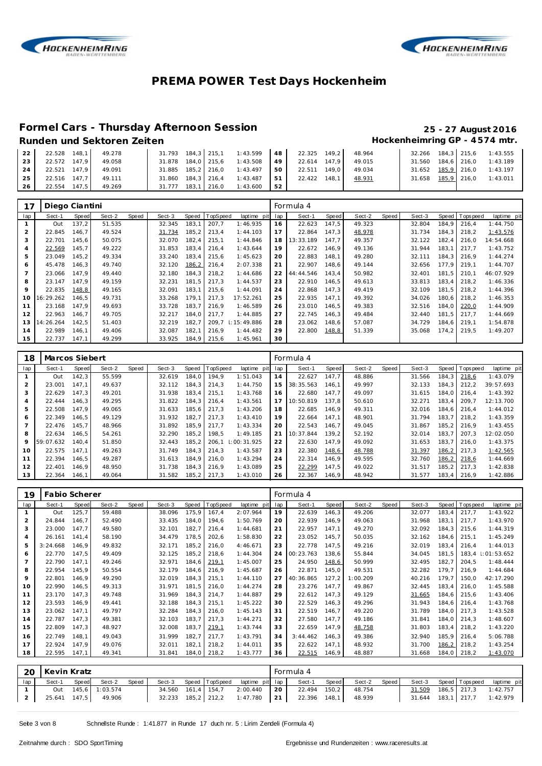# PREMA POWER Test Days Hockenheim

## Formel Cars - Thursday Afternoon Session

**25 - 27 August 2016**

### Runden und Sektoren Zeiten

**Hockenheimring GP - 4574 mtr.**

| lap | Sect-1 | Speed | Sect-2 | Speed | Sect-3 | Speed | TopSpeed | laptime pit | lap | Sect-1 | Speed | Sect-2 | Speed | Sect-3 | Speed | Topspeed | laptime pit |
|---|---|---|---|---|---|---|---|---|---|---|---|---|---|---|---|---|---|
| 22 | 22.528 | 148,1 | 49.278 | | 31.793 | 184,3 | 215,1 | 1:43.599 | 48 | 22.325 | 149,2 | 48.964 | | 32.266 | 184,3 | 215,6 | 1:43.555 |
| 23 | 22.572 | 147,9 | 49.058 | | 31.878 | 184,0 | 215,6 | 1:43.508 | 49 | 22.614 | 147,9 | 49.015 | | 31.560 | 184,6 | 216,0 | 1:43.189 |
| 24 | 22.521 | 147,9 | 49.091 | | 31.885 | 185,2 | 216,0 | 1:43.497 | 50 | 22.511 | 149,0 | 49.034 | | 31.652 | 185,9 | 216,0 | 1:43.197 |
| 25 | 22.516 | 147,7 | 49.111 | | 31.860 | 184,3 | 216,4 | 1:43.487 | 51 | 22.422 | 148,1 | 48.931 | | 31.658 | 185,9 | 216,0 | 1:43.011 |
| 26 | 22.554 | 147,5 | 49.269 | | 31.777 | 183,1 | 216,0 | 1:43.600 | 52 | | | | | | | | |

**17 Diego Ciantini — Formula 4**

| lap | Sect-1 | Speed | Sect-2 | Speed | Sect-3 | Speed | TopSpeed | laptime pit | lap | Sect-1 | Speed | Sect-2 | Speed | Sect-3 | Speed | Topspeed | laptime pit |
|---|---|---|---|---|---|---|---|---|---|---|---|---|---|---|---|---|---|
| 1 | Out | 137,2 | 51.535 | | 32.345 | 183,1 | 207,7 | 1:46.935 | 16 | 22.623 | 147,5 | 49.323 | | 32.804 | 184,9 | 216,4 | 1:44.750 |
| 2 | 22.845 | 146,7 | 49.524 | | 31.734 | 185,2 | 213,4 | 1:44.103 | 17 | 22.864 | 147,3 | 48.978 | | 31.734 | 184,3 | 218,2 | 1:43.576 |
| 3 | 22.701 | 145,6 | 50.075 | | 32.070 | 182,4 | 215,1 | 1:44.846 | 18 | 13:33.189 | 147,7 | 49.357 | | 32.122 | 182,4 | 216,0 | 14:54.668 |
| 4 | 22.569 | 145,7 | 49.222 | | 31.853 | 183,4 | 216,4 | 1:43.644 | 19 | 22.672 | 146,9 | 49.136 | | 31.944 | 183,1 | 217,7 | 1:43.752 |
| 5 | 23.049 | 145,2 | 49.334 | | 33.240 | 183,4 | 215,6 | 1:45.623 | 20 | 22.883 | 148,1 | 49.280 | | 32.111 | 184,3 | 216,9 | 1:44.274 |
| 6 | 45.478 | 146,3 | 49.740 | | 32.120 | 186,2 | 216,4 | 2:07.338 | 21 | 22.907 | 148,6 | 49.144 | | 32.656 | 177,9 | 219,1 | 1:44.707 |
| 7 | 23.066 | 147,9 | 49.440 | | 32.180 | 184,3 | 218,2 | 1:44.686 | 22 | 44:44.546 | 143,4 | 50.982 | | 32.401 | 181,5 | 210,1 | 46:07.929 |
| 8 | 23.147 | 147,9 | 49.159 | | 32.231 | 181,5 | 217,3 | 1:44.537 | 23 | 22.910 | 146,5 | 49.613 | | 33.813 | 183,4 | 218,2 | 1:46.336 |
| 9 | 22.835 | 148,8 | 49.165 | | 32.091 | 183,1 | 215,6 | 1:44.091 | 24 | 22.868 | 147,3 | 49.419 | | 32.109 | 181,5 | 218,2 | 1:44.396 |
| 10 | 16:29.262 | 146,5 | 49.731 | | 33.268 | 179,1 | 217,3 | 17:52.261 | 25 | 22.935 | 147,1 | 49.392 | | 34.026 | 180,6 | 218,2 | 1:46.353 |
| 11 | 23.168 | 147,9 | 49.693 | | 33.728 | 183,7 | 216,9 | 1:46.589 | 26 | 23.010 | 146,5 | 49.383 | | 32.516 | 184,0 | 220,0 | 1:44.909 |
| 12 | 22.963 | 146,7 | 49.705 | | 32.217 | 184,0 | 217,7 | 1:44.885 | 27 | 22.745 | 146,3 | 49.484 | | 32.440 | 181,5 | 217,7 | 1:44.669 |
| 13 | 14:26.264 | 142,5 | 51.403 | | 32.219 | 182,7 | 209,7 | 1:15:49.886 | 28 | 23.062 | 148,6 | 57.087 | | 34.729 | 184,6 | 219,1 | 1:54.878 |
| 14 | 22.989 | 146,1 | 49.406 | | 32.087 | 182,1 | 216,9 | 1:44.482 | 29 | 22.800 | 148,8 | 51.339 | | 35.068 | 174,2 | 219,5 | 1:49.207 |
| 15 | 22.737 | 147,1 | 49.299 | | 33.925 | 184,9 | 215,6 | 1:45.961 | 30 | | | | | | | | |

**18 Marcos Siebert — Formula 4**

| lap | Sect-1 | Speed | Sect-2 | Speed | Sect-3 | Speed | TopSpeed | laptime pit | lap | Sect-1 | Speed | Sect-2 | Speed | Sect-3 | Speed | Topspeed | laptime pit |
|---|---|---|---|---|---|---|---|---|---|---|---|---|---|---|---|---|---|
| 1 | Out | 142,3 | 55.599 | | 32.619 | 184,0 | 194,9 | 1:51.043 | 14 | 22.627 | 147,7 | 48.886 | | 31.566 | 184,3 | 218,6 | 1:43.079 |
| 2 | 23.001 | 147,1 | 49.637 | | 32.112 | 184,3 | 214,3 | 1:44.750 | 15 | 38:35.563 | 146,1 | 49.997 | | 32.133 | 184,3 | 212,2 | 39:57.693 |
| 3 | 22.629 | 147,3 | 49.201 | | 31.938 | 183,4 | 215,1 | 1:43.768 | 16 | 22.680 | 147,7 | 49.097 | | 31.615 | 184,0 | 216,4 | 1:43.392 |
| 4 | 22.444 | 146,3 | 49.295 | | 31.822 | 184,3 | 216,4 | 1:43.561 | 17 | 10:50.819 | 137,8 | 50.610 | | 32.271 | 183,4 | 209,7 | 12:13.700 |
| 5 | 22.508 | 147,9 | 49.065 | | 31.633 | 185,6 | 217,3 | 1:43.206 | 18 | 22.685 | 146,9 | 49.311 | | 32.016 | 184,6 | 216,4 | 1:44.012 |
| 6 | 22.349 | 146,5 | 49.129 | | 31.932 | 182,7 | 217,3 | 1:43.410 | 19 | 22.664 | 147,1 | 48.901 | | 31.794 | 183,7 | 218,2 | 1:43.359 |
| 7 | 22.476 | 145,7 | 48.966 | | 31.892 | 185,9 | 217,7 | 1:43.334 | 20 | 22.543 | 146,7 | 49.045 | | 31.867 | 185,2 | 216,9 | 1:43.455 |
| 8 | 22.634 | 146,5 | 54.261 | | 32.290 | 185,2 | 198,5 | 1:49.185 | 21 | 10:37.844 | 139,2 | 52.192 | | 32.014 | 183,7 | 207,3 | 12:02.050 |
| 9 | 59:07.632 | 140,4 | 51.850 | | 32.443 | 185,2 | 206,1 | 1:00:31.925 | 22 | 22.630 | 147,9 | 49.092 | | 31.653 | 183,7 | 216,0 | 1:43.375 |
| 10 | 22.575 | 147,1 | 49.263 | | 31.749 | 184,3 | 214,3 | 1:43.587 | 23 | 22.380 | 148,6 | 48.788 | | 31.397 | 186,2 | 217,3 | 1:42.565 |
| 11 | 22.394 | 146,5 | 49.287 | | 31.613 | 184,9 | 216,0 | 1:43.294 | 24 | 22.314 | 146,9 | 49.595 | | 32.760 | 186,2 | 218,6 | 1:44.669 |
| 12 | 22.401 | 146,9 | 48.950 | | 31.738 | 184,3 | 216,9 | 1:43.089 | 25 | 22.299 | 147,5 | 49.022 | | 31.517 | 185,2 | 217,3 | 1:42.838 |
| 13 | 22.364 | 146,1 | 49.064 | | 31.582 | 185,2 | 217,3 | 1:43.010 | 26 | 22.367 | 146,9 | 48.942 | | 31.577 | 183,4 | 216,9 | 1:42.886 |

**19 Fabio Scherer — Formula 4**

| lap | Sect-1 | Speed | Sect-2 | Speed | Sect-3 | Speed | TopSpeed | laptime pit | lap | Sect-1 | Speed | Sect-2 | Speed | Sect-3 | Speed | Topspeed | laptime pit |
|---|---|---|---|---|---|---|---|---|---|---|---|---|---|---|---|---|---|
| 1 | Out | 125,7 | 59.488 | | 38.096 | 175,9 | 167,4 | 2:07.964 | 19 | 22.639 | 146,3 | 49.206 | | 32.077 | 183,4 | 217,7 | 1:43.922 |
| 2 | 24.844 | 146,7 | 52.490 | | 33.435 | 184,0 | 194,6 | 1:50.769 | 20 | 22.939 | 146,9 | 49.063 | | 31.968 | 183,1 | 217,7 | 1:43.970 |
| 3 | 23.000 | 147,7 | 49.580 | | 32.101 | 182,7 | 216,4 | 1:44.681 | 21 | 22.957 | 147,1 | 49.270 | | 32.092 | 184,3 | 215,6 | 1:44.319 |
| 4 | 26.161 | 141,4 | 58.190 | | 34.479 | 178,5 | 202,6 | 1:58.830 | 22 | 23.052 | 145,7 | 50.035 | | 32.162 | 184,6 | 215,1 | 1:45.249 |
| 5 | 3:24.668 | 146,9 | 49.832 | | 32.171 | 185,2 | 216,0 | 4:46.671 | 23 | 22.778 | 147,5 | 49.216 | | 32.019 | 183,4 | 216,4 | 1:44.013 |
| 6 | 22.770 | 147,5 | 49.409 | | 32.125 | 185,2 | 218,6 | 1:44.304 | 24 | 00:23.763 | 138,6 | 55.844 | | 34.045 | 181,5 | 183,4 | 1:01:53.652 |
| 7 | 22.790 | 147,1 | 49.246 | | 32.971 | 184,6 | 219,1 | 1:45.007 | 25 | 24.950 | 148,6 | 50.999 | | 32.495 | 182,7 | 204,5 | 1:48.444 |
| 8 | 22.954 | 145,9 | 50.554 | | 32.179 | 184,6 | 216,9 | 1:45.687 | 26 | 22.871 | 145,0 | 49.531 | | 32.282 | 179,7 | 216,9 | 1:44.684 |
| 9 | 22.801 | 146,9 | 49.290 | | 32.019 | 184,3 | 215,1 | 1:44.110 | 27 | 40:36.865 | 127,2 | 1:00.209 | | 40.216 | 179,7 | 150,0 | 42:17.290 |
| 10 | 22.990 | 146,5 | 49.313 | | 31.971 | 181,5 | 216,0 | 1:44.274 | 28 | 23.276 | 147,7 | 49.867 | | 32.445 | 183,4 | 216,0 | 1:45.588 |
| 11 | 23.170 | 147,3 | 49.748 | | 31.969 | 184,3 | 214,7 | 1:44.887 | 29 | 22.612 | 147,3 | 49.129 | | 31.665 | 184,6 | 215,6 | 1:43.406 |
| 12 | 23.593 | 146,9 | 49.441 | | 32.188 | 184,3 | 215,1 | 1:45.222 | 30 | 22.529 | 146,3 | 49.296 | | 31.943 | 184,6 | 216,4 | 1:43.768 |
| 13 | 23.062 | 147,1 | 49.797 | | 32.284 | 184,3 | 216,0 | 1:45.143 | 31 | 22.519 | 146,7 | 49.220 | | 31.789 | 184,0 | 217,3 | 1:43.528 |
| 14 | 22.787 | 147,3 | 49.381 | | 32.103 | 183,7 | 217,3 | 1:44.271 | 32 | 27.580 | 147,7 | 49.186 | | 31.841 | 184,0 | 214,3 | 1:48.607 |
| 15 | 22.809 | 147,3 | 48.927 | | 32.008 | 183,7 | 219,1 | 1:43.744 | 33 | 22.659 | 147,9 | 48.758 | | 31.803 | 183,4 | 218,2 | 1:43.220 |
| 16 | 22.749 | 148,1 | 49.043 | | 31.999 | 182,7 | 217,7 | 1:43.791 | 34 | 3:44.462 | 146,3 | 49.386 | | 32.940 | 185,9 | 216,4 | 5:06.788 |
| 17 | 22.924 | 147,9 | 49.076 | | 32.011 | 182,1 | 218,2 | 1:44.011 | 35 | 22.622 | 147,1 | 48.932 | | 31.700 | 186,2 | 218,2 | 1:43.254 |
| 18 | 22.595 | 147,1 | 49.341 | | 31.841 | 184,0 | 218,2 | 1:43.777 | 36 | 22.515 | 146,9 | 48.887 | | 31.668 | 184,0 | 218,2 | 1:43.070 |

**20 Kevin Kratz — Formula 4**

| lap | Sect-1 | Speed | Sect-2 | Speed | Sect-3 | Speed | TopSpeed | laptime pit | lap | Sect-1 | Speed | Sect-2 | Speed | Sect-3 | Speed | Topspeed | laptime pit |
|---|---|---|---|---|---|---|---|---|---|---|---|---|---|---|---|---|---|
| 1 | Out | 145,6 | 1:03.574 | | 34.560 | 161,4 | 154,7 | 2:00.440 | 20 | 22.494 | 150,2 | 48.754 | | 31.509 | 186,5 | 217,3 | 1:42.757 |
| 2 | 25.641 | 147,5 | 49.906 | | 32.233 | 185,2 | 212,2 | 1:47.780 | 21 | 22.396 | 148,1 | 48.939 | | 31.644 | 183,1 | 217,7 | 1:42.979 |

Schnellste Runde : 1:41.877 in Runde 17 duch nr. 5 : Lirim Zendeli (Formula 4)

Zeitnahme durch : SDO SportTiming

Ergebnisse und Rundenzeiten : www.raceresults.at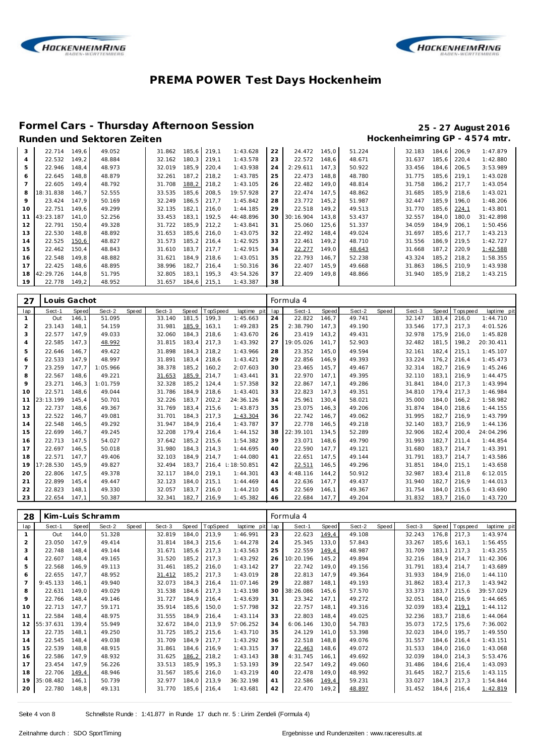# PREMA POWER Test Days Hockenheim

## Formel Cars - Thursday Afternoon Session

**25 - 27 August 2016**

### Runden und Sektoren Zeiten

**Hockenheimring GP - 4574 mtr.**

| lap | Sect-1 | Speed | Sect-2 | Speed | Sect-3 | Speed | TopSpeed | laptime pit | lap | Sect-1 | Speed | Sect-2 | Speed | Sect-3 | Speed | Topspeed | laptime pit |
|---|---|---|---|---|---|---|---|---|---|---|---|---|---|---|---|---|---|
| 3 | 22.714 | 149,6 | 49.052 | | 31.862 | 185,6 | 219,1 | 1:43.628 | 22 | 24.472 | 145,0 | 51.224 | | 32.183 | 184,6 | 206,9 | 1:47.879 |
| 4 | 22.532 | 149,2 | 48.884 | | 32.162 | 180,3 | 219,1 | 1:43.578 | 23 | 22.572 | 148,6 | 48.671 | | 31.637 | 185,6 | 220,4 | 1:42.880 |
| 5 | 22.946 | 148,4 | 48.973 | | 32.019 | 185,9 | 220,4 | 1:43.938 | 24 | 2:29.611 | 147,3 | 50.922 | | 33.456 | 184,6 | 206,5 | 3:53.989 |
| 6 | 22.645 | 148,8 | 48.879 | | 32.261 | 187,2 | 218,2 | 1:43.785 | 25 | 22.473 | 148,8 | 48.780 | | 31.775 | 185,6 | 219,1 | 1:43.028 |
| 7 | 22.605 | 149,4 | 48.792 | | 31.708 | 188,2 | 218,2 | 1:43.105 | 26 | 22.482 | 149,0 | 48.814 | | 31.758 | 186,2 | 217,7 | 1:43.054 |
| 8 | 18:31.838 | 146,7 | 52.555 | | 33.535 | 185,6 | 208,5 | 19:57.928 | 27 | 22.474 | 147,5 | 48.862 | | 31.685 | 185,9 | 218,6 | 1:43.021 |
| 9 | 23.424 | 147,9 | 50.169 | | 32.249 | 186,5 | 217,7 | 1:45.842 | 28 | 23.772 | 145,2 | 51.987 | | 32.447 | 185,9 | 196,0 | 1:48.206 |
| 10 | 22.751 | 149,6 | 49.299 | | 32.135 | 182,1 | 216,0 | 1:44.185 | 29 | 22.518 | 149,2 | 49.513 | | 31.770 | 185,6 | 224,1 | 1:43.801 |
| 11 | 43:23.187 | 141,0 | 52.256 | | 33.453 | 183,1 | 192,5 | 44:48.896 | 30 | 30:16.904 | 143,8 | 53.437 | | 32.557 | 184,0 | 180,0 | 31:42.898 |
| 12 | 22.791 | 150,4 | 49.328 | | 31.722 | 185,9 | 212,2 | 1:43.841 | 31 | 25.060 | 125,6 | 51.337 | | 34.059 | 184,9 | 206,1 | 1:50.456 |
| 13 | 22.530 | 148,8 | 48.892 | | 31.653 | 185,6 | 216,0 | 1:43.075 | 32 | 22.492 | 148,4 | 49.024 | | 31.697 | 185,6 | 217,7 | 1:43.213 |
| 14 | 22.525 | 150,6 | 48.827 | | 31.573 | 185,2 | 216,4 | 1:42.925 | 33 | 22.461 | 149,2 | 48.710 | | 31.556 | 186,9 | 219,5 | 1:42.727 |
| 15 | 22.462 | 150,4 | 48.843 | | 31.610 | 183,7 | 217,7 | 1:42.915 | 34 | 22.277 | 149,0 | 48.643 | | 31.668 | 187,2 | 220,9 | 1:42.588 |
| 16 | 22.548 | 149,8 | 48.882 | | 31.621 | 184,9 | 218,6 | 1:43.051 | 35 | 22.793 | 146,7 | 52.238 | | 43.324 | 185,2 | 218,2 | 1:58.355 |
| 17 | 22.425 | 148,6 | 48.895 | | 38.996 | 182,7 | 216,4 | 1:50.316 | 36 | 22.407 | 145,9 | 49.668 | | 31.863 | 186,5 | 210,9 | 1:43.938 |
| 18 | 42:29.726 | 144,8 | 51.795 | | 32.805 | 183,1 | 195,3 | 43:54.326 | 37 | 22.409 | 149,8 | 48.866 | | 31.940 | 185,9 | 218,2 | 1:43.215 |
| 19 | 22.778 | 149,2 | 48.952 | | 31.657 | 184,6 | 215,1 | 1:43.387 | 38 | | | | | | | | |

**27 Louis Gachot — Formula 4**

| lap | Sect-1 | Speed | Sect-2 | Speed | Sect-3 | Speed | TopSpeed | laptime pit | lap | Sect-1 | Speed | Sect-2 | Speed | Sect-3 | Speed | Topspeed | laptime pit |
|---|---|---|---|---|---|---|---|---|---|---|---|---|---|---|---|---|---|
| 1 | Out | 146,1 | 51.095 | | 33.140 | 181,5 | 199,3 | 1:45.663 | 24 | 22.822 | 146,7 | 49.741 | | 32.147 | 183,4 | 216,0 | 1:44.710 |
| 2 | 23.143 | 148,1 | 54.159 | | 31.981 | 185,9 | 163,1 | 1:49.283 | 25 | 2:38.790 | 147,3 | 49.190 | | 33.546 | 177,3 | 217,3 | 4:01.526 |
| 3 | 22.577 | 147,9 | 49.033 | | 32.060 | 184,3 | 218,6 | 1:43.670 | 26 | 23.419 | 143,2 | 49.431 | | 32.978 | 175,9 | 216,0 | 1:45.828 |
| 4 | 22.585 | 147,3 | 48.992 | | 31.815 | 183,4 | 217,3 | 1:43.392 | 27 | 19:05.026 | 141,7 | 52.903 | | 32.482 | 181,5 | 198,2 | 20:30.411 |
| 5 | 22.646 | 146,7 | 49.422 | | 31.898 | 184,3 | 218,2 | 1:43.966 | 28 | 23.352 | 145,0 | 49.594 | | 32.161 | 182,4 | 215,1 | 1:45.107 |
| 6 | 22.533 | 147,9 | 48.997 | | 31.891 | 183,4 | 218,6 | 1:43.421 | 29 | 22.856 | 146,9 | 49.393 | | 33.224 | 176,2 | 216,4 | 1:45.473 |
| 7 | 23.259 | 147,7 | 1:05.966 | | 38.378 | 185,2 | 160,2 | 2:07.603 | 30 | 23.465 | 145,7 | 49.467 | | 32.314 | 182,7 | 216,9 | 1:45.246 |
| 8 | 22.567 | 148,6 | 49.221 | | 31.653 | 185,9 | 214,7 | 1:43.441 | 31 | 22.970 | 147,1 | 49.395 | | 32.110 | 183,1 | 216,9 | 1:44.475 |
| 9 | 23.271 | 146,3 | 1:01.759 | | 32.328 | 185,2 | 124,4 | 1:57.358 | 32 | 22.867 | 147,1 | 49.286 | | 31.841 | 184,0 | 217,3 | 1:43.994 |
| 10 | 22.571 | 148,6 | 49.044 | | 31.786 | 184,9 | 218,6 | 1:43.401 | 33 | 22.823 | 147,3 | 49.351 | | 34.810 | 179,4 | 217,3 | 1:46.984 |
| 11 | 23:13.199 | 145,4 | 50.701 | | 32.226 | 183,7 | 202,2 | 24:36.126 | 34 | 25.961 | 130,4 | 58.021 | | 35.000 | 184,0 | 166,2 | 1:58.982 |
| 12 | 22.737 | 148,6 | 49.367 | | 31.769 | 183,4 | 215,6 | 1:43.873 | 35 | 23.075 | 146,3 | 49.206 | | 31.874 | 184,0 | 218,6 | 1:44.155 |
| 13 | 22.522 | 146,7 | 49.081 | | 31.701 | 184,3 | 217,3 | 1:43.304 | 36 | 22.742 | 146,7 | 49.062 | | 31.995 | 182,7 | 216,9 | 1:43.799 |
| 14 | 22.548 | 146,5 | 49.292 | | 31.947 | 184,9 | 216,4 | 1:43.787 | 37 | 22.778 | 146,5 | 49.218 | | 32.140 | 183,7 | 216,9 | 1:44.136 |
| 15 | 22.699 | 146,7 | 49.245 | | 32.208 | 179,4 | 216,4 | 1:44.152 | 38 | 22:39.101 | 134,5 | 52.289 | | 32.906 | 182,4 | 200,4 | 24:04.296 |
| 16 | 22.713 | 147,5 | 54.027 | | 37.642 | 185,2 | 215,6 | 1:54.382 | 39 | 23.071 | 148,6 | 49.790 | | 31.993 | 182,7 | 211,4 | 1:44.854 |
| 17 | 22.697 | 146,5 | 50.018 | | 31.980 | 184,3 | 214,3 | 1:44.695 | 40 | 22.590 | 147,7 | 49.121 | | 31.680 | 183,7 | 214,7 | 1:43.391 |
| 18 | 22.571 | 147,7 | 49.406 | | 32.103 | 184,9 | 214,7 | 1:44.080 | 41 | 22.651 | 147,5 | 49.144 | | 31.791 | 183,7 | 214,7 | 1:43.586 |
| 19 | 17:28.530 | 145,9 | 49.827 | | 32.494 | 183,7 | 216,4 | 1:18:50.851 | 42 | 22.511 | 146,5 | 49.296 | | 31.851 | 184,0 | 215,1 | 1:43.658 |
| 20 | 22.806 | 147,5 | 49.378 | | 32.117 | 184,0 | 219,1 | 1:44.301 | 43 | 4:48.116 | 144,2 | 50.912 | | 32.987 | 183,4 | 211,8 | 6:12.015 |
| 21 | 22.899 | 145,4 | 49.447 | | 32.123 | 184,0 | 215,1 | 1:44.469 | 44 | 22.636 | 147,7 | 49.437 | | 31.940 | 182,7 | 216,9 | 1:44.013 |
| 22 | 22.823 | 148,1 | 49.330 | | 32.057 | 183,7 | 216,0 | 1:44.210 | 45 | 22.569 | 146,1 | 49.367 | | 31.754 | 184,0 | 215,6 | 1:43.690 |
| 23 | 22.654 | 147,1 | 50.387 | | 32.341 | 182,7 | 216,9 | 1:45.382 | 46 | 22.684 | 147,7 | 49.204 | | 31.832 | 183,7 | 216,0 | 1:43.720 |

**28 Kim-Luis Schramm — Formula 4**

| lap | Sect-1 | Speed | Sect-2 | Speed | Sect-3 | Speed | TopSpeed | laptime pit | lap | Sect-1 | Speed | Sect-2 | Speed | Sect-3 | Speed | Topspeed | laptime pit |
|---|---|---|---|---|---|---|---|---|---|---|---|---|---|---|---|---|---|
| 1 | Out | 144,0 | 51.328 | | 32.819 | 184,0 | 213,9 | 1:46.991 | 23 | 22.623 | 149,4 | 49.108 | | 32.243 | 176,8 | 217,3 | 1:43.974 |
| 2 | 23.050 | 147,9 | 49.414 | | 31.814 | 184,3 | 215,6 | 1:44.278 | 24 | 25.345 | 133,0 | 57.843 | | 33.267 | 185,6 | 163,1 | 1:56.455 |
| 3 | 22.748 | 148,4 | 49.144 | | 31.671 | 185,6 | 217,3 | 1:43.563 | 25 | 22.559 | 149,4 | 48.987 | | 31.709 | 183,1 | 217,3 | 1:43.255 |
| 4 | 22.607 | 148,4 | 49.165 | | 31.520 | 185,2 | 217,3 | 1:43.292 | 26 | 10:20.196 | 145,2 | 49.894 | | 32.216 | 184,9 | 214,7 | 11:42.306 |
| 5 | 22.568 | 146,9 | 49.113 | | 31.461 | 185,2 | 216,0 | 1:43.142 | 27 | 22.742 | 149,0 | 49.156 | | 31.791 | 183,4 | 214,7 | 1:43.689 |
| 6 | 22.655 | 147,7 | 48.952 | | 31.412 | 185,2 | 217,3 | 1:43.019 | 28 | 22.813 | 147,9 | 49.364 | | 31.933 | 184,9 | 216,0 | 1:44.110 |
| 7 | 9:45.133 | 146,1 | 49.940 | | 32.073 | 184,3 | 216,4 | 11:07.146 | 29 | 22.887 | 148,1 | 49.193 | | 31.862 | 183,4 | 217,3 | 1:43.942 |
| 8 | 22.631 | 149,0 | 49.029 | | 31.538 | 184,6 | 217,3 | 1:43.198 | 30 | 38:26.086 | 145,6 | 57.570 | | 33.373 | 183,7 | 215,6 | 39:57.029 |
| 9 | 22.766 | 148,4 | 49.146 | | 31.727 | 184,9 | 216,4 | 1:43.639 | 31 | 23.342 | 147,1 | 49.272 | | 32.051 | 184,0 | 216,9 | 1:44.665 |
| 10 | 22.713 | 147,7 | 59.171 | | 35.914 | 185,6 | 150,0 | 1:57.798 | 32 | 22.757 | 148,1 | 49.316 | | 32.039 | 183,4 | 219,1 | 1:44.112 |
| 11 | 22.584 | 148,4 | 48.975 | | 31.555 | 184,9 | 216,4 | 1:43.114 | 33 | 22.803 | 148,4 | 49.025 | | 32.236 | 183,7 | 218,6 | 1:44.064 |
| 12 | 55:37.631 | 139,4 | 55.949 | | 32.672 | 184,0 | 213,9 | 57:06.252 | 34 | 6:06.146 | 130,0 | 54.783 | | 35.073 | 172,5 | 175,6 | 7:36.002 |
| 13 | 22.735 | 148,1 | 49.250 | | 31.725 | 185,2 | 215,6 | 1:43.710 | 35 | 24.129 | 141,0 | 53.398 | | 32.023 | 184,0 | 195,7 | 1:49.550 |
| 14 | 22.545 | 148,4 | 49.038 | | 31.709 | 184,9 | 217,7 | 1:43.292 | 36 | 22.518 | 148,8 | 49.076 | | 31.557 | 184,6 | 216,4 | 1:43.151 |
| 15 | 22.539 | 148,8 | 48.915 | | 31.861 | 184,6 | 216,9 | 1:43.315 | 37 | 22.463 | 148,6 | 49.072 | | 31.533 | 184,0 | 216,0 | 1:43.068 |
| 16 | 22.586 | 147,9 | 48.932 | | 31.625 | 186,2 | 218,2 | 1:43.143 | 38 | 4:31.745 | 146,1 | 49.692 | | 32.039 | 184,0 | 214,3 | 5:53.476 |
| 17 | 23.454 | 147,9 | 56.226 | | 33.513 | 185,9 | 195,3 | 1:53.193 | 39 | 22.547 | 149,2 | 49.060 | | 31.486 | 184,6 | 216,4 | 1:43.093 |
| 18 | 22.706 | 149,4 | 48.946 | | 31.567 | 185,6 | 216,0 | 1:43.219 | 40 | 22.478 | 149,0 | 48.992 | | 31.645 | 182,7 | 215,6 | 1:43.115 |
| 19 | 35:08.482 | 146,1 | 50.739 | | 32.977 | 184,0 | 213,9 | 36:32.198 | 41 | 22.586 | 149,4 | 59.231 | | 33.027 | 184,3 | 217,3 | 1:54.844 |
| 20 | 22.780 | 148,8 | 49.131 | | 31.770 | 185,6 | 216,4 | 1:43.681 | 42 | 22.470 | 149,2 | 48.897 | | 31.452 | 184,6 | 216,4 | 1:42.819 |

Schnellste Runde : 1:41.877 in Runde 17 duch nr. 5 : Lirim Zendeli (Formula 4)

Zeitnahme durch : SDO SportTiming

Ergebnisse und Rundenzeiten : www.raceresults.at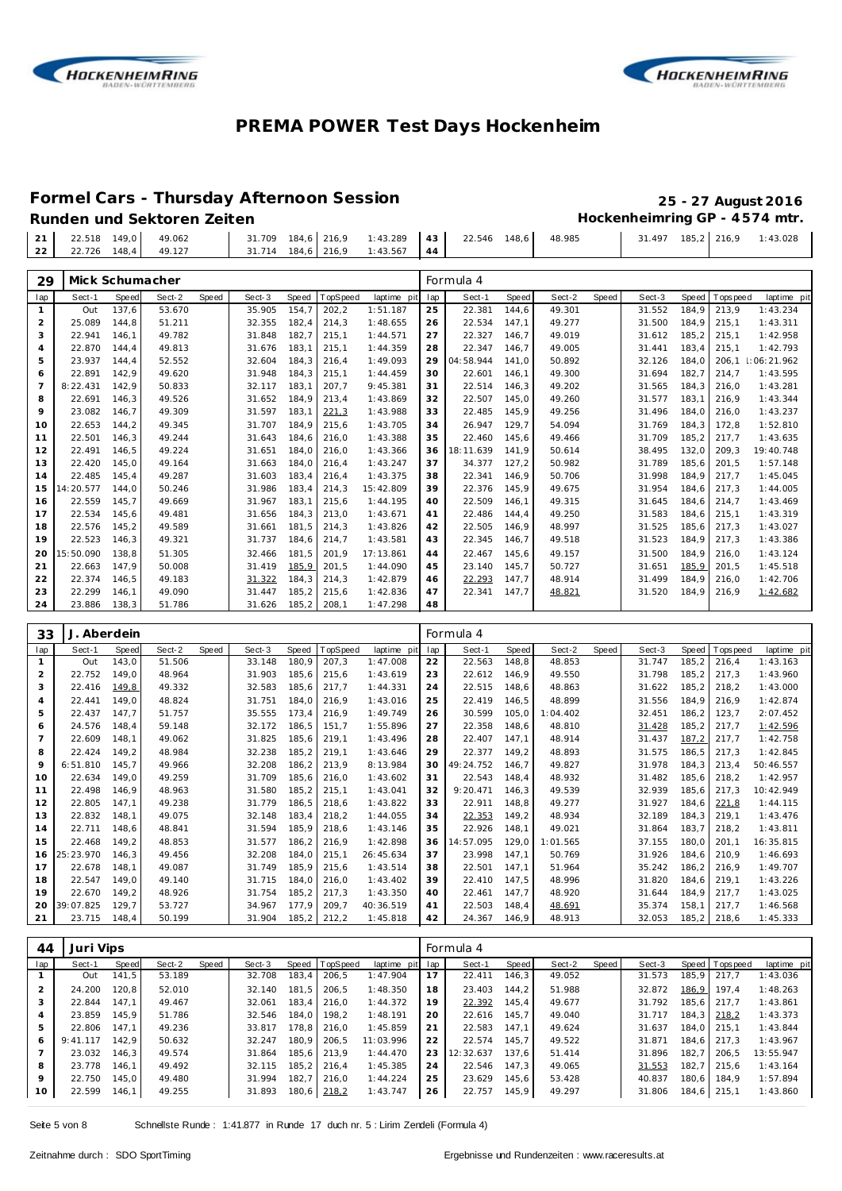# PREMA POWER Test Days Hockenheim

## Formel Cars - Thursday Afternoon Session

**25 - 27 August 2016**

### Runden und Sektoren Zeiten

**Hockenheimring GP - 4574 mtr.**

| lap | Sect-1 | Speed | Sect-2 | Speed | Sect-3 | Speed | TopSpeed | laptime pit | lap | Sect-1 | Speed | Sect-2 | Speed | Sect-3 | Speed | Topspeed | laptime pit |
|---|---|---|---|---|---|---|---|---|---|---|---|---|---|---|---|---|---|
| 21 | 22.518 | 149,0 | 49.062 | | 31.709 | 184,6 | 216,9 | 1:43.289 | 43 | 22.546 | 148,6 | 48.985 | | 31.497 | 185,2 | 216,9 | 1:43.028 |
| 22 | 22.726 | 148,4 | 49.127 | | 31.714 | 184,6 | 216,9 | 1:43.567 | 44 | | | | | | | | |

**29 Mick Schumacher** — Formula 4

| lap | Sect-1 | Speed | Sect-2 | Speed | Sect-3 | Speed | TopSpeed | laptime pit | lap | Sect-1 | Speed | Sect-2 | Speed | Sect-3 | Speed | Topspeed | laptime pit |
|---|---|---|---|---|---|---|---|---|---|---|---|---|---|---|---|---|---|
| 1 | Out | 137,6 | 53.670 | | 35.905 | 154,7 | 202,2 | 1:51.187 | 25 | 22.381 | 144,6 | 49.301 | | 31.552 | 184,9 | 213,9 | 1:43.234 |
| 2 | 25.089 | 144,8 | 51.211 | | 32.355 | 182,4 | 214,3 | 1:48.655 | 26 | 22.534 | 147,1 | 49.277 | | 31.500 | 184,9 | 215,1 | 1:43.311 |
| 3 | 22.941 | 146,1 | 49.782 | | 31.848 | 182,7 | 215,1 | 1:44.571 | 27 | 22.327 | 146,7 | 49.019 | | 31.612 | 185,2 | 215,1 | 1:42.958 |
| 4 | 22.870 | 144,4 | 49.813 | | 31.676 | 183,1 | 215,1 | 1:44.359 | 28 | 22.347 | 146,7 | 49.005 | | 31.441 | 183,4 | 215,1 | 1:42.793 |
| 5 | 23.937 | 144,4 | 52.552 | | 32.604 | 184,3 | 216,4 | 1:49.093 | 29 | 04:58.944 | 141,0 | 50.892 | | 32.126 | 184,0 | 206,1 | 1:06:21.962 |
| 6 | 22.891 | 142,9 | 49.620 | | 31.948 | 184,3 | 215,1 | 1:44.459 | 30 | 22.601 | 146,1 | 49.300 | | 31.694 | 182,7 | 214,7 | 1:43.595 |
| 7 | 8:22.431 | 142,9 | 50.833 | | 32.117 | 183,1 | 207,7 | 9:45.381 | 31 | 22.514 | 146,3 | 49.202 | | 31.565 | 184,3 | 216,0 | 1:43.281 |
| 8 | 22.691 | 146,3 | 49.526 | | 31.652 | 184,9 | 213,4 | 1:43.869 | 32 | 22.507 | 145,0 | 49.260 | | 31.577 | 183,1 | 216,9 | 1:43.344 |
| 9 | 23.082 | 146,7 | 49.309 | | 31.597 | 183,1 | 221,3 | 1:43.988 | 33 | 22.485 | 145,9 | 49.256 | | 31.496 | 184,0 | 216,0 | 1:43.237 |
| 10 | 22.653 | 144,2 | 49.345 | | 31.707 | 184,9 | 215,6 | 1:43.705 | 34 | 26.947 | 129,7 | 54.094 | | 31.769 | 184,3 | 172,8 | 1:52.810 |
| 11 | 22.501 | 146,3 | 49.244 | | 31.643 | 184,6 | 216,0 | 1:43.388 | 35 | 22.460 | 145,6 | 49.466 | | 31.709 | 185,2 | 217,7 | 1:43.635 |
| 12 | 22.491 | 146,5 | 49.224 | | 31.651 | 184,0 | 216,0 | 1:43.366 | 36 | 18:11.639 | 141,9 | 50.614 | | 38.495 | 132,0 | 209,3 | 19:40.748 |
| 13 | 22.420 | 145,0 | 49.164 | | 31.663 | 184,0 | 216,4 | 1:43.247 | 37 | 34.377 | 127,2 | 50.982 | | 31.789 | 185,6 | 201,5 | 1:57.148 |
| 14 | 22.485 | 145,4 | 49.287 | | 31.603 | 183,4 | 216,4 | 1:43.375 | 38 | 22.341 | 146,9 | 50.706 | | 31.998 | 184,9 | 217,7 | 1:45.045 |
| 15 | 14:20.577 | 144,0 | 50.246 | | 31.986 | 183,4 | 214,3 | 15:42.809 | 39 | 22.376 | 145,9 | 49.675 | | 31.954 | 184,6 | 217,3 | 1:44.005 |
| 16 | 22.559 | 145,7 | 49.669 | | 31.967 | 183,1 | 215,6 | 1:44.195 | 40 | 22.509 | 146,1 | 49.315 | | 31.645 | 184,6 | 214,7 | 1:43.469 |
| 17 | 22.534 | 145,6 | 49.481 | | 31.656 | 184,3 | 213,0 | 1:43.671 | 41 | 22.486 | 144,4 | 49.250 | | 31.583 | 184,6 | 215,1 | 1:43.319 |
| 18 | 22.576 | 145,2 | 49.589 | | 31.661 | 181,5 | 214,3 | 1:43.826 | 42 | 22.505 | 146,9 | 48.997 | | 31.525 | 185,6 | 217,3 | 1:43.027 |
| 19 | 22.523 | 146,3 | 49.321 | | 31.737 | 184,6 | 214,7 | 1:43.581 | 43 | 22.345 | 146,7 | 49.518 | | 31.523 | 184,9 | 217,3 | 1:43.386 |
| 20 | 15:50.090 | 138,8 | 51.305 | | 32.466 | 181,5 | 201,9 | 17:13.861 | 44 | 22.467 | 145,6 | 49.157 | | 31.500 | 184,9 | 216,0 | 1:43.124 |
| 21 | 22.663 | 147,9 | 50.008 | | 31.419 | 185,9 | 201,5 | 1:44.090 | 45 | 23.140 | 145,7 | 50.727 | | 31.651 | 185,9 | 201,5 | 1:45.518 |
| 22 | 22.374 | 146,5 | 49.183 | | 31.322 | 184,3 | 214,3 | 1:42.879 | 46 | 22.293 | 147,7 | 48.914 | | 31.499 | 184,9 | 216,0 | 1:42.706 |
| 23 | 22.299 | 146,1 | 49.090 | | 31.447 | 185,2 | 215,6 | 1:42.836 | 47 | 22.341 | 147,7 | 48.821 | | 31.520 | 184,9 | 216,9 | 1:42.682 |
| 24 | 23.886 | 138,3 | 51.786 | | 31.626 | 185,2 | 208,1 | 1:47.298 | 48 | | | | | | | | |

**33 J. Aberdein** — Formula 4

| lap | Sect-1 | Speed | Sect-2 | Speed | Sect-3 | Speed | TopSpeed | laptime pit | lap | Sect-1 | Speed | Sect-2 | Speed | Sect-3 | Speed | Topspeed | laptime pit |
|---|---|---|---|---|---|---|---|---|---|---|---|---|---|---|---|---|---|
| 1 | Out | 143,0 | 51.506 | | 33.148 | 180,9 | 207,3 | 1:47.008 | 22 | 22.563 | 148,8 | 48.853 | | 31.747 | 185,2 | 216,4 | 1:43.163 |
| 2 | 22.752 | 149,0 | 48.964 | | 31.903 | 185,6 | 215,6 | 1:43.619 | 23 | 22.612 | 146,9 | 49.550 | | 31.798 | 185,2 | 217,3 | 1:43.960 |
| 3 | 22.416 | 149,8 | 49.332 | | 32.583 | 185,6 | 217,7 | 1:44.331 | 24 | 22.515 | 148,6 | 48.863 | | 31.622 | 185,2 | 218,2 | 1:43.000 |
| 4 | 22.441 | 149,0 | 48.824 | | 31.751 | 184,0 | 216,9 | 1:43.016 | 25 | 22.419 | 146,5 | 48.899 | | 31.556 | 184,9 | 216,9 | 1:42.874 |
| 5 | 22.437 | 147,7 | 51.757 | | 35.555 | 173,4 | 216,9 | 1:49.749 | 26 | 30.599 | 105,0 | 1:04.402 | | 32.451 | 186,2 | 123,7 | 2:07.452 |
| 6 | 24.576 | 148,4 | 59.148 | | 32.172 | 186,5 | 151,7 | 1:55.896 | 27 | 22.358 | 148,6 | 48.810 | | 31.428 | 185,2 | 217,7 | 1:42.596 |
| 7 | 22.609 | 148,1 | 49.062 | | 31.825 | 185,6 | 219,1 | 1:43.496 | 28 | 22.407 | 147,1 | 48.914 | | 31.437 | 187,2 | 217,7 | 1:42.758 |
| 8 | 22.424 | 149,2 | 48.984 | | 32.238 | 185,2 | 219,1 | 1:43.646 | 29 | 22.377 | 149,2 | 48.893 | | 31.575 | 186,5 | 217,3 | 1:42.845 |
| 9 | 6:51.810 | 145,7 | 49.966 | | 32.208 | 186,2 | 213,9 | 8:13.984 | 30 | 49:24.752 | 146,7 | 49.827 | | 31.978 | 184,3 | 213,4 | 50:46.557 |
| 10 | 22.634 | 149,0 | 49.259 | | 31.709 | 185,6 | 216,0 | 1:43.602 | 31 | 22.543 | 148,4 | 48.932 | | 31.482 | 185,6 | 218,2 | 1:42.957 |
| 11 | 22.498 | 146,9 | 48.963 | | 31.580 | 185,2 | 215,1 | 1:43.041 | 32 | 9:20.471 | 146,3 | 49.539 | | 32.939 | 185,6 | 217,3 | 10:42.949 |
| 12 | 22.805 | 147,1 | 49.238 | | 31.779 | 186,5 | 218,6 | 1:43.822 | 33 | 22.911 | 148,8 | 49.277 | | 31.927 | 184,6 | 221,8 | 1:44.115 |
| 13 | 22.832 | 148,1 | 49.075 | | 32.148 | 183,4 | 218,2 | 1:44.055 | 34 | 22.353 | 149,2 | 48.934 | | 32.189 | 184,3 | 219,1 | 1:43.476 |
| 14 | 22.711 | 148,6 | 48.841 | | 31.594 | 185,9 | 218,6 | 1:43.146 | 35 | 22.926 | 148,1 | 49.021 | | 31.864 | 183,7 | 218,2 | 1:43.811 |
| 15 | 22.468 | 149,2 | 48.853 | | 31.577 | 186,2 | 216,9 | 1:42.898 | 36 | 14:57.095 | 129,0 | 1:01.565 | | 37.155 | 180,0 | 201,1 | 16:35.815 |
| 16 | 25:23.970 | 146,3 | 49.456 | | 32.208 | 184,0 | 215,1 | 26:45.634 | 37 | 23.998 | 147,1 | 50.769 | | 31.926 | 184,6 | 210,9 | 1:46.693 |
| 17 | 22.678 | 148,1 | 49.087 | | 31.749 | 185,9 | 215,6 | 1:43.514 | 38 | 22.501 | 147,1 | 51.964 | | 35.242 | 186,2 | 216,9 | 1:49.707 |
| 18 | 22.547 | 149,0 | 49.140 | | 31.715 | 184,0 | 216,0 | 1:43.402 | 39 | 22.410 | 147,5 | 48.996 | | 31.820 | 184,6 | 219,1 | 1:43.226 |
| 19 | 22.670 | 149,2 | 48.926 | | 31.754 | 185,2 | 217,3 | 1:43.350 | 40 | 22.461 | 147,7 | 48.920 | | 31.644 | 184,9 | 217,7 | 1:43.025 |
| 20 | 39:07.825 | 129,7 | 53.727 | | 34.967 | 177,9 | 209,7 | 40:36.519 | 41 | 22.503 | 148,4 | 48.691 | | 35.374 | 158,1 | 217,7 | 1:46.568 |
| 21 | 23.715 | 148,4 | 50.199 | | 31.904 | 185,2 | 212,2 | 1:45.818 | 42 | 24.367 | 146,9 | 48.913 | | 32.053 | 185,2 | 218,6 | 1:45.333 |

**44 Juri Vips** — Formula 4

| lap | Sect-1 | Speed | Sect-2 | Speed | Sect-3 | Speed | TopSpeed | laptime pit | lap | Sect-1 | Speed | Sect-2 | Speed | Sect-3 | Speed | Topspeed | laptime pit |
|---|---|---|---|---|---|---|---|---|---|---|---|---|---|---|---|---|---|
| 1 | Out | 141,5 | 53.189 | | 32.708 | 183,4 | 206,5 | 1:47.904 | 17 | 22.411 | 146,3 | 49.052 | | 31.573 | 185,9 | 217,7 | 1:43.036 |
| 2 | 24.200 | 120,8 | 52.010 | | 32.140 | 181,5 | 206,5 | 1:48.350 | 18 | 23.403 | 144,2 | 51.988 | | 32.872 | 186,9 | 197,4 | 1:48.263 |
| 3 | 22.844 | 147,1 | 49.467 | | 32.061 | 183,4 | 216,0 | 1:44.372 | 19 | 22.392 | 145,4 | 49.677 | | 31.792 | 185,6 | 217,7 | 1:43.861 |
| 4 | 23.859 | 145,9 | 51.786 | | 32.546 | 184,0 | 198,2 | 1:48.191 | 20 | 22.616 | 145,7 | 49.040 | | 31.717 | 184,3 | 218,2 | 1:43.373 |
| 5 | 22.806 | 147,1 | 49.236 | | 33.817 | 178,8 | 216,0 | 1:45.859 | 21 | 22.583 | 147,1 | 49.624 | | 31.637 | 184,0 | 215,1 | 1:43.844 |
| 6 | 9:41.117 | 142,9 | 50.632 | | 32.247 | 180,9 | 206,5 | 11:03.996 | 22 | 22.574 | 145,7 | 49.522 | | 31.871 | 184,6 | 217,3 | 1:43.967 |
| 7 | 23.032 | 146,3 | 49.574 | | 31.864 | 185,6 | 213,9 | 1:44.470 | 23 | 12:32.637 | 137,6 | 51.414 | | 31.896 | 182,7 | 206,5 | 13:55.947 |
| 8 | 23.778 | 146,1 | 49.492 | | 32.115 | 185,2 | 216,4 | 1:45.385 | 24 | 22.546 | 147,3 | 49.065 | | 31.553 | 182,7 | 215,6 | 1:43.164 |
| 9 | 22.750 | 145,0 | 49.480 | | 31.994 | 182,7 | 216,0 | 1:44.224 | 25 | 23.629 | 145,6 | 53.428 | | 40.837 | 180,6 | 184,9 | 1:57.894 |
| 10 | 22.599 | 146,1 | 49.255 | | 31.893 | 180,6 | 218,2 | 1:43.747 | 26 | 22.757 | 145,9 | 49.297 | | 31.806 | 184,6 | 215,1 | 1:43.860 |

Schnellste Runde : 1:41.877 in Runde 17 duch nr. 5 : Lirim Zendeli (Formula 4)

Zeitnahme durch : SDO SportTiming

Ergebnisse und Rundenzeiten : www.raceresults.at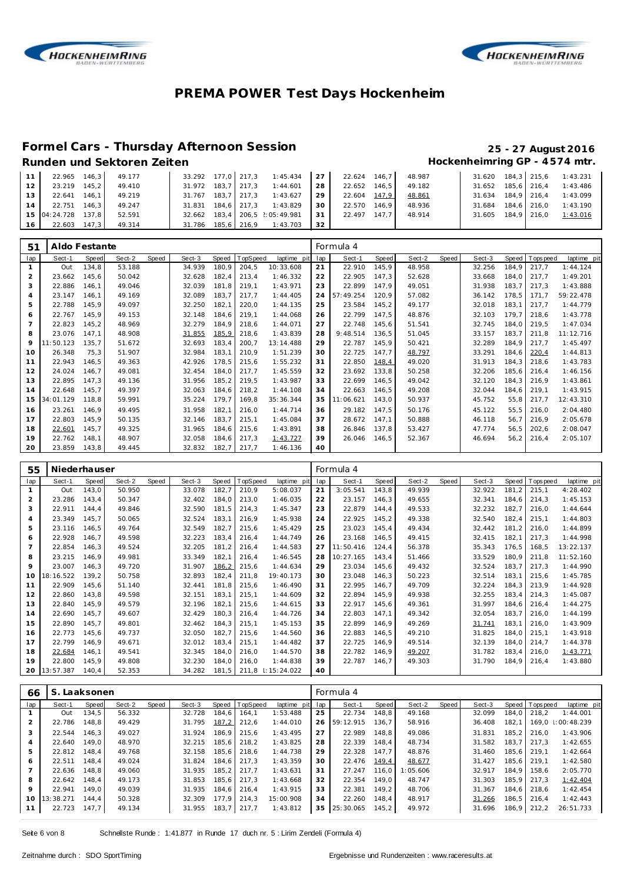# PREMA POWER Test Days Hockenheim

## Formel Cars - Thursday Afternoon Session

**25 - 27 August 2016**

### Runden und Sektoren Zeiten

**Hockenheimring GP - 4574 mtr.**

| lap | Sect-1 | Speed | Sect-2 | Speed | Sect-3 | Speed | TopSpeed | laptime pit | lap | Sect-1 | Speed | Sect-2 | Speed | Sect-3 | Speed | Topspeed | laptime pit |
|---|---|---|---|---|---|---|---|---|---|---|---|---|---|---|---|---|---|
| 11 | 22.965 | 146,3 | 49.177 | | 33.292 | 177,0 | 217,3 | 1:45.434 | 27 | 22.624 | 146,7 | 48.987 | | 31.620 | 184,3 | 215,6 | 1:43.231 |
| 12 | 23.219 | 145,2 | 49.410 | | 31.972 | 183,7 | 217,3 | 1:44.601 | 28 | 22.652 | 146,5 | 49.182 | | 31.652 | 185,6 | 216,4 | 1:43.486 |
| 13 | 22.641 | 146,1 | 49.219 | | 31.767 | 183,7 | 217,3 | 1:43.627 | 29 | 22.604 | 147,9 | 48.861 | | 31.634 | 184,9 | 216,4 | 1:43.099 |
| 14 | 22.751 | 146,3 | 49.247 | | 31.831 | 184,6 | 217,3 | 1:43.829 | 30 | 22.570 | 146,9 | 48.936 | | 31.684 | 184,6 | 216,0 | 1:43.190 |
| 15 | 04:24.728 | 137,8 | 52.591 | | 32.662 | 183,4 | 206,5 | 2:05:49.981 | 31 | 22.497 | 147,7 | 48.914 | | 31.605 | 184,9 | 216,0 | 1:43.016 |
| 16 | 22.603 | 147,3 | 49.314 | | 31.786 | 185,6 | 216,9 | 1:43.703 | 32 | | | | | | | | |

### 51 Aldo Festante — Formula 4

| lap | Sect-1 | Speed | Sect-2 | Speed | Sect-3 | Speed | TopSpeed | laptime pit | lap | Sect-1 | Speed | Sect-2 | Speed | Sect-3 | Speed | Topspeed | laptime pit |
|---|---|---|---|---|---|---|---|---|---|---|---|---|---|---|---|---|---|
| 1 | Out | 134,8 | 53.188 | | 34.939 | 180,9 | 204,5 | 10:33.608 | 21 | 22.910 | 145,9 | 48.958 | | 32.256 | 184,9 | 217,7 | 1:44.124 |
| 2 | 23.662 | 145,6 | 50.042 | | 32.628 | 182,4 | 213,4 | 1:46.332 | 22 | 22.905 | 147,3 | 52.628 | | 33.668 | 184,0 | 217,7 | 1:49.201 |
| 3 | 22.886 | 146,1 | 49.046 | | 32.039 | 181,8 | 219,1 | 1:43.971 | 23 | 22.899 | 147,9 | 49.051 | | 31.938 | 183,7 | 217,3 | 1:43.888 |
| 4 | 23.147 | 146,1 | 49.169 | | 32.089 | 183,7 | 217,7 | 1:44.405 | 24 | 57:49.254 | 120,9 | 57.082 | | 36.142 | 178,5 | 171,7 | 59:22.478 |
| 5 | 22.788 | 145,9 | 49.097 | | 32.250 | 182,1 | 220,0 | 1:44.135 | 25 | 23.584 | 145,2 | 49.177 | | 32.018 | 183,1 | 217,7 | 1:44.779 |
| 6 | 22.767 | 145,9 | 49.153 | | 32.148 | 184,6 | 219,1 | 1:44.068 | 26 | 22.799 | 147,5 | 48.876 | | 32.103 | 179,7 | 218,6 | 1:43.778 |
| 7 | 22.823 | 145,2 | 48.969 | | 32.279 | 184,9 | 218,6 | 1:44.071 | 27 | 22.748 | 145,6 | 51.541 | | 32.745 | 184,0 | 219,5 | 1:47.034 |
| 8 | 23.076 | 147,1 | 48.908 | | 31.855 | 185,9 | 218,6 | 1:43.839 | 28 | 9:48.514 | 136,5 | 51.045 | | 33.157 | 183,7 | 211,8 | 11:12.716 |
| 9 | 11:50.123 | 135,7 | 51.672 | | 32.693 | 183,4 | 200,7 | 13:14.488 | 29 | 22.787 | 145,9 | 50.421 | | 32.289 | 184,9 | 217,7 | 1:45.497 |
| 10 | 26.348 | 75,3 | 51.907 | | 32.984 | 183,1 | 210,9 | 1:51.239 | 30 | 22.725 | 147,7 | 48.797 | | 33.291 | 184,6 | 220,4 | 1:44.813 |
| 11 | 22.943 | 146,5 | 49.363 | | 42.926 | 178,5 | 215,6 | 1:55.232 | 31 | 22.850 | 148,4 | 49.020 | | 31.913 | 184,3 | 218,6 | 1:43.783 |
| 12 | 24.024 | 146,7 | 49.081 | | 32.454 | 184,0 | 217,7 | 1:45.559 | 32 | 23.692 | 133,8 | 50.258 | | 32.206 | 185,6 | 216,4 | 1:46.156 |
| 13 | 22.895 | 147,3 | 49.136 | | 31.956 | 185,2 | 219,5 | 1:43.987 | 33 | 22.699 | 146,5 | 49.042 | | 32.120 | 184,3 | 216,9 | 1:43.861 |
| 14 | 22.648 | 145,7 | 49.397 | | 32.063 | 184,6 | 218,2 | 1:44.108 | 34 | 22.663 | 146,5 | 49.208 | | 32.044 | 184,6 | 219,1 | 1:43.915 |
| 15 | 34:01.129 | 118,8 | 59.991 | | 35.224 | 179,7 | 169,8 | 35:36.344 | 35 | 11:06.621 | 143,0 | 50.937 | | 45.752 | 55,8 | 217,7 | 12:43.310 |
| 16 | 23.261 | 146,9 | 49.495 | | 31.958 | 182,1 | 216,0 | 1:44.714 | 36 | 29.182 | 147,5 | 50.176 | | 45.122 | 55,5 | 216,0 | 2:04.480 |
| 17 | 22.803 | 145,9 | 50.135 | | 32.146 | 183,7 | 215,1 | 1:45.084 | 37 | 28.672 | 147,1 | 50.888 | | 46.118 | 56,7 | 216,9 | 2:05.678 |
| 18 | 22.601 | 145,7 | 49.325 | | 31.965 | 184,6 | 215,6 | 1:43.891 | 38 | 26.846 | 137,8 | 53.427 | | 47.774 | 56,5 | 202,6 | 2:08.047 |
| 19 | 22.762 | 148,1 | 48.907 | | 32.058 | 184,6 | 217,3 | 1:43.727 | 39 | 26.046 | 146,5 | 52.367 | | 46.694 | 56,2 | 216,4 | 2:05.107 |
| 20 | 23.859 | 143,8 | 49.445 | | 32.832 | 182,7 | 217,7 | 1:46.136 | 40 | | | | | | | | |

### 55 Niederhauser — Formula 4

| lap | Sect-1 | Speed | Sect-2 | Speed | Sect-3 | Speed | TopSpeed | laptime pit | lap | Sect-1 | Speed | Sect-2 | Speed | Sect-3 | Speed | Topspeed | laptime pit |
|---|---|---|---|---|---|---|---|---|---|---|---|---|---|---|---|---|---|
| 1 | Out | 143,0 | 50.950 | | 33.078 | 182,7 | 210,9 | 5:08.037 | 21 | 3:05.541 | 143,8 | 49.939 | | 32.922 | 181,2 | 215,1 | 4:28.402 |
| 2 | 23.286 | 143,4 | 50.347 | | 32.402 | 184,0 | 213,0 | 1:46.035 | 22 | 23.157 | 146,3 | 49.655 | | 32.341 | 184,6 | 214,3 | 1:45.153 |
| 3 | 22.911 | 144,4 | 49.846 | | 32.590 | 181,5 | 214,3 | 1:45.347 | 23 | 22.879 | 144,4 | 49.533 | | 32.232 | 182,7 | 216,0 | 1:44.644 |
| 4 | 23.349 | 145,7 | 50.065 | | 32.524 | 183,1 | 216,9 | 1:45.938 | 24 | 22.925 | 145,2 | 49.338 | | 32.540 | 182,4 | 215,1 | 1:44.803 |
| 5 | 23.116 | 146,5 | 49.764 | | 32.549 | 182,7 | 215,6 | 1:45.429 | 25 | 23.023 | 145,4 | 49.434 | | 32.442 | 181,2 | 216,0 | 1:44.899 |
| 6 | 22.928 | 146,7 | 49.598 | | 32.223 | 183,4 | 216,4 | 1:44.749 | 26 | 23.168 | 146,5 | 49.415 | | 32.415 | 182,1 | 217,3 | 1:44.998 |
| 7 | 22.854 | 146,3 | 49.524 | | 32.205 | 181,2 | 216,4 | 1:44.583 | 27 | 11:50.416 | 124,4 | 56.378 | | 35.343 | 176,5 | 168,5 | 13:22.137 |
| 8 | 23.215 | 146,9 | 49.981 | | 33.349 | 182,1 | 216,4 | 1:46.545 | 28 | 10:27.165 | 143,4 | 51.466 | | 33.529 | 180,9 | 211,8 | 11:52.160 |
| 9 | 23.007 | 146,3 | 49.720 | | 31.907 | 186,2 | 215,6 | 1:44.634 | 29 | 23.034 | 145,6 | 49.432 | | 32.524 | 183,7 | 217,3 | 1:44.990 |
| 10 | 18:16.522 | 139,2 | 50.758 | | 32.893 | 182,4 | 211,8 | 19:40.173 | 30 | 23.048 | 146,3 | 50.223 | | 32.514 | 183,1 | 215,6 | 1:45.785 |
| 11 | 22.909 | 145,6 | 51.140 | | 32.441 | 181,8 | 215,6 | 1:46.490 | 31 | 22.995 | 146,7 | 49.709 | | 32.224 | 184,3 | 213,9 | 1:44.928 |
| 12 | 22.860 | 143,8 | 49.598 | | 32.151 | 183,1 | 215,1 | 1:44.609 | 32 | 22.894 | 145,9 | 49.938 | | 32.255 | 183,4 | 214,3 | 1:45.087 |
| 13 | 22.840 | 145,9 | 49.579 | | 32.196 | 182,1 | 215,6 | 1:44.615 | 33 | 22.917 | 145,6 | 49.361 | | 31.997 | 184,6 | 216,4 | 1:44.275 |
| 14 | 22.690 | 145,7 | 49.607 | | 32.429 | 180,3 | 216,4 | 1:44.726 | 34 | 22.803 | 147,1 | 49.342 | | 32.054 | 183,7 | 216,0 | 1:44.199 |
| 15 | 22.890 | 145,7 | 49.801 | | 32.462 | 184,3 | 215,1 | 1:45.153 | 35 | 22.899 | 146,9 | 49.269 | | 31.741 | 183,1 | 216,0 | 1:43.909 |
| 16 | 22.773 | 145,6 | 49.737 | | 32.050 | 182,7 | 215,6 | 1:44.560 | 36 | 22.883 | 146,5 | 49.210 | | 31.825 | 184,0 | 215,1 | 1:43.918 |
| 17 | 22.799 | 146,9 | 49.671 | | 32.012 | 183,4 | 215,1 | 1:44.482 | 37 | 22.725 | 146,9 | 49.514 | | 32.139 | 184,0 | 214,7 | 1:44.378 |
| 18 | 22.684 | 146,1 | 49.541 | | 32.345 | 184,0 | 216,0 | 1:44.570 | 38 | 22.782 | 146,9 | 49.207 | | 31.782 | 183,4 | 216,0 | 1:43.771 |
| 19 | 22.800 | 145,9 | 49.808 | | 32.230 | 184,0 | 216,0 | 1:44.838 | 39 | 22.787 | 146,7 | 49.303 | | 31.790 | 184,9 | 216,4 | 1:43.880 |
| 20 | 13:57.387 | 140,4 | 52.353 | | 34.282 | 181,5 | 211,8 | 1:15:24.022 | 40 | | | | | | | | |

### 66 S. Laaksonen — Formula 4

| lap | Sect-1 | Speed | Sect-2 | Speed | Sect-3 | Speed | TopSpeed | laptime pit | lap | Sect-1 | Speed | Sect-2 | Speed | Sect-3 | Speed | Topspeed | laptime pit |
|---|---|---|---|---|---|---|---|---|---|---|---|---|---|---|---|---|---|
| 1 | Out | 134,5 | 56.332 | | 32.728 | 184,6 | 164,1 | 1:53.488 | 25 | 22.734 | 148,8 | 49.168 | | 32.099 | 184,0 | 218,2 | 1:44.001 |
| 2 | 22.786 | 148,8 | 49.429 | | 31.795 | 187,2 | 212,6 | 1:44.010 | 26 | 59:12.915 | 136,7 | 58.916 | | 36.408 | 182,1 | 169,0 | 1:00:48.239 |
| 3 | 22.544 | 146,3 | 49.027 | | 31.924 | 186,9 | 215,6 | 1:43.495 | 27 | 22.989 | 148,8 | 49.086 | | 31.831 | 185,2 | 216,0 | 1:43.906 |
| 4 | 22.640 | 149,0 | 48.970 | | 32.215 | 185,6 | 218,2 | 1:43.825 | 28 | 22.339 | 148,4 | 48.734 | | 31.582 | 183,7 | 217,3 | 1:42.655 |
| 5 | 22.812 | 148,4 | 49.768 | | 32.158 | 185,6 | 218,6 | 1:44.738 | 29 | 22.328 | 147,7 | 48.876 | | 31.460 | 185,6 | 219,1 | 1:42.664 |
| 6 | 22.511 | 148,4 | 49.024 | | 31.824 | 184,6 | 217,3 | 1:43.359 | 30 | 22.476 | 149,4 | 48.677 | | 31.427 | 185,6 | 219,1 | 1:42.580 |
| 7 | 22.636 | 148,8 | 49.060 | | 31.935 | 185,2 | 217,7 | 1:43.631 | 31 | 27.247 | 116,0 | 1:05.606 | | 32.917 | 184,9 | 158,6 | 2:05.770 |
| 8 | 22.642 | 148,4 | 49.173 | | 31.853 | 185,6 | 217,3 | 1:43.668 | 32 | 22.354 | 149,0 | 48.747 | | 31.303 | 185,9 | 217,3 | 1:42.404 |
| 9 | 22.941 | 149,0 | 49.039 | | 31.935 | 184,6 | 216,4 | 1:43.915 | 33 | 22.381 | 149,2 | 48.706 | | 31.367 | 184,6 | 218,6 | 1:42.454 |
| 10 | 13:38.271 | 144,4 | 50.328 | | 32.309 | 177,9 | 214,3 | 15:00.908 | 34 | 22.260 | 148,4 | 48.917 | | 31.266 | 186,5 | 216,4 | 1:42.443 |
| 11 | 22.723 | 147,7 | 49.134 | | 31.955 | 183,7 | 217,7 | 1:43.812 | 35 | 25:30.065 | 145,2 | 49.972 | | 31.696 | 186,9 | 212,2 | 26:51.733 |

Schnellste Runde : 1:41.877 in Runde 17 duch nr. 5 : Lirim Zendeli (Formula 4)

Zeitnahme durch : SDO SportTiming

Ergebnisse und Rundenzeiten : www.raceresults.at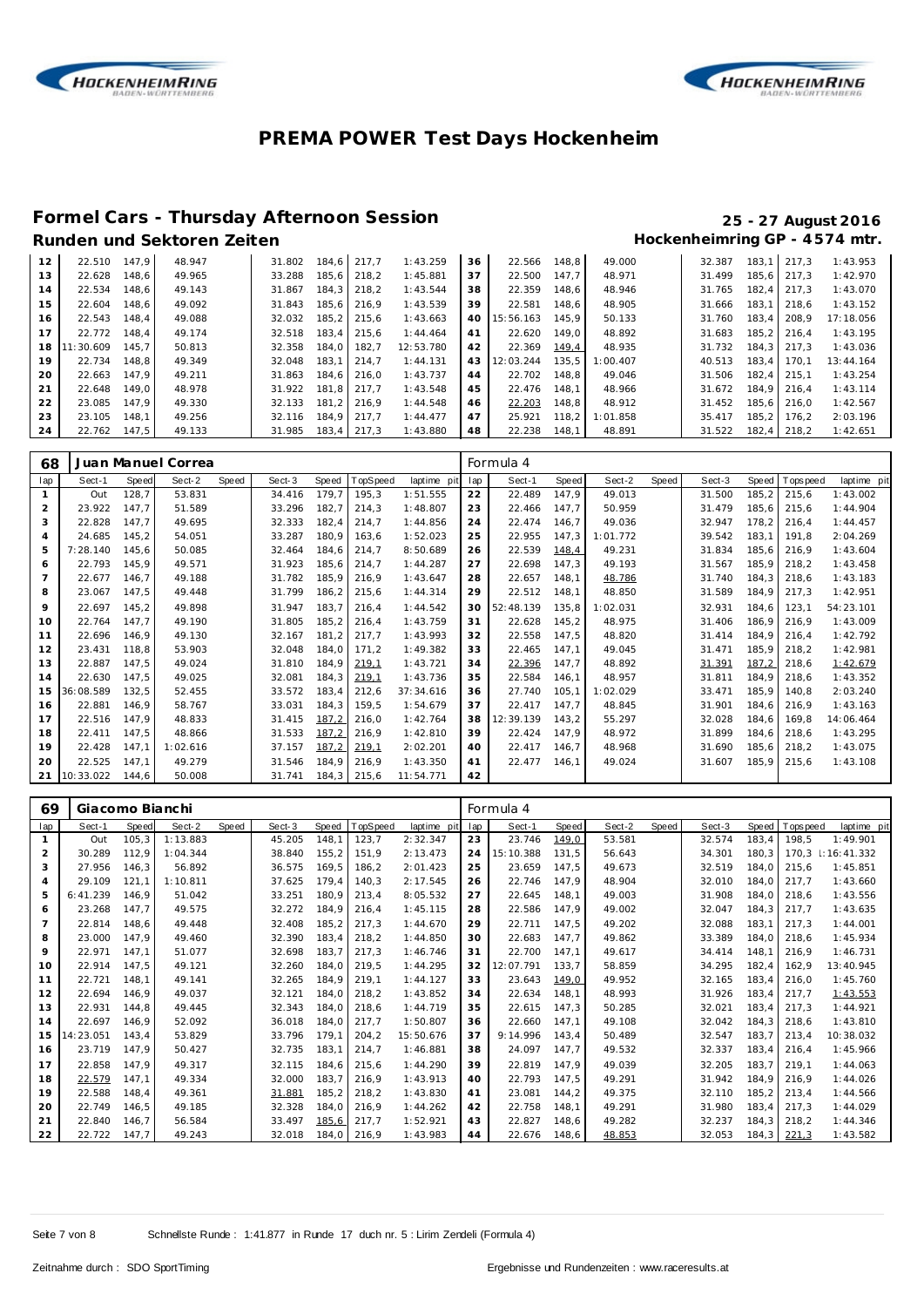# PREMA POWER Test Days Hockenheim

## Formel Cars - Thursday Afternoon Session

**25 - 27 August 2016**

### Runden und Sektoren Zeiten

**Hockenheimring GP - 4574 mtr.**

| lap | Sect-1 | Speed | Sect-2 | Speed | Sect-3 | Speed | TopSpeed | laptime pit | lap | Sect-1 | Speed | Sect-2 | Speed | Sect-3 | Speed | Topspeed | laptime pit |
|---|---|---|---|---|---|---|---|---|---|---|---|---|---|---|---|---|---|
| 12 | 22.510 | 147,9 | 48.947 | | 31.802 | 184,6 | 217,7 | 1:43.259 | 36 | 22.566 | 148,8 | 49.000 | | 32.387 | 183,1 | 217,3 | 1:43.953 |
| 13 | 22.628 | 148,6 | 49.965 | | 33.288 | 185,6 | 218,2 | 1:45.881 | 37 | 22.500 | 147,7 | 48.971 | | 31.499 | 185,6 | 217,3 | 1:42.970 |
| 14 | 22.534 | 148,6 | 49.143 | | 31.867 | 184,3 | 218,2 | 1:43.544 | 38 | 22.359 | 148,6 | 48.946 | | 31.765 | 182,4 | 217,3 | 1:43.070 |
| 15 | 22.604 | 148,6 | 49.092 | | 31.843 | 185,6 | 216,9 | 1:43.539 | 39 | 22.581 | 148,6 | 48.905 | | 31.666 | 183,1 | 218,6 | 1:43.152 |
| 16 | 22.543 | 148,4 | 49.088 | | 32.032 | 185,2 | 215,6 | 1:43.663 | 40 | 15:56.163 | 145,9 | 50.133 | | 31.760 | 183,4 | 208,9 | 17:18.056 |
| 17 | 22.772 | 148,4 | 49.174 | | 32.518 | 183,4 | 215,6 | 1:44.464 | 41 | 22.620 | 149,0 | 48.892 | | 31.683 | 185,2 | 216,4 | 1:43.195 |
| 18 | 11:30.609 | 145,7 | 50.813 | | 32.358 | 184,0 | 182,7 | 12:53.780 | 42 | 22.369 | 149,4 | 48.935 | | 31.732 | 184,3 | 217,3 | 1:43.036 |
| 19 | 22.734 | 148,8 | 49.349 | | 32.048 | 183,1 | 214,7 | 1:44.131 | 43 | 12:03.244 | 135,5 | 1:00.407 | | 40.513 | 183,4 | 170,1 | 13:44.164 |
| 20 | 22.663 | 147,9 | 49.211 | | 31.863 | 184,6 | 216,0 | 1:43.737 | 44 | 22.702 | 148,8 | 49.046 | | 31.506 | 182,4 | 215,1 | 1:43.254 |
| 21 | 22.648 | 149,0 | 48.978 | | 31.922 | 181,8 | 217,7 | 1:43.548 | 45 | 22.476 | 148,1 | 48.966 | | 31.672 | 184,9 | 216,4 | 1:43.114 |
| 22 | 23.085 | 147,9 | 49.330 | | 32.133 | 181,2 | 216,9 | 1:44.548 | 46 | 22.203 | 148,8 | 48.912 | | 31.452 | 185,6 | 216,0 | 1:42.567 |
| 23 | 23.105 | 148,1 | 49.256 | | 32.116 | 184,9 | 217,7 | 1:44.477 | 47 | 25.921 | 118,2 | 1:01.858 | | 35.417 | 185,2 | 176,2 | 2:03.196 |
| 24 | 22.762 | 147,5 | 49.133 | | 31.985 | 183,4 | 217,3 | 1:43.880 | 48 | 22.238 | 148,1 | 48.891 | | 31.522 | 182,4 | 218,2 | 1:42.651 |

**68 Juan Manuel Correa** — Formula 4

| lap | Sect-1 | Speed | Sect-2 | Speed | Sect-3 | Speed | TopSpeed | laptime pit | lap | Sect-1 | Speed | Sect-2 | Speed | Sect-3 | Speed | Topspeed | laptime pit |
|---|---|---|---|---|---|---|---|---|---|---|---|---|---|---|---|---|---|
| 1 | Out | 128,7 | 53.831 | | 34.416 | 179,7 | 195,3 | 1:51.555 | 22 | 22.489 | 147,9 | 49.013 | | 31.500 | 185,2 | 215,6 | 1:43.002 |
| 2 | 23.922 | 147,7 | 51.589 | | 33.296 | 182,7 | 214,3 | 1:48.807 | 23 | 22.466 | 147,7 | 50.959 | | 31.479 | 185,6 | 215,6 | 1:44.904 |
| 3 | 22.828 | 147,7 | 49.695 | | 32.333 | 182,4 | 214,7 | 1:44.856 | 24 | 22.474 | 146,7 | 49.036 | | 32.947 | 178,2 | 216,4 | 1:44.457 |
| 4 | 24.685 | 145,2 | 54.051 | | 33.287 | 180,9 | 163,6 | 1:52.023 | 25 | 22.955 | 147,3 | 1:01.772 | | 39.542 | 183,1 | 191,8 | 2:04.269 |
| 5 | 7:28.140 | 145,6 | 50.085 | | 32.464 | 184,6 | 214,7 | 8:50.689 | 26 | 22.539 | 148,4 | 49.231 | | 31.834 | 185,6 | 216,9 | 1:43.604 |
| 6 | 22.793 | 145,9 | 49.571 | | 31.923 | 185,6 | 214,7 | 1:44.287 | 27 | 22.698 | 147,3 | 49.193 | | 31.567 | 185,9 | 218,2 | 1:43.458 |
| 7 | 22.677 | 146,7 | 49.188 | | 31.782 | 185,9 | 216,9 | 1:43.647 | 28 | 22.657 | 148,1 | 48.786 | | 31.740 | 184,3 | 218,6 | 1:43.183 |
| 8 | 23.067 | 147,5 | 49.448 | | 31.799 | 186,2 | 215,6 | 1:44.314 | 29 | 22.512 | 148,1 | 48.850 | | 31.589 | 184,9 | 217,3 | 1:42.951 |
| 9 | 22.697 | 145,2 | 49.898 | | 31.947 | 183,7 | 216,4 | 1:44.542 | 30 | 52:48.139 | 135,8 | 1:02.031 | | 32.931 | 184,6 | 123,1 | 54:23.101 |
| 10 | 22.764 | 147,7 | 49.190 | | 31.805 | 185,2 | 216,4 | 1:43.759 | 31 | 22.628 | 145,2 | 48.975 | | 31.406 | 186,9 | 216,9 | 1:43.009 |
| 11 | 22.696 | 146,9 | 49.130 | | 32.167 | 181,2 | 217,7 | 1:43.993 | 32 | 22.558 | 147,5 | 48.820 | | 31.414 | 184,9 | 216,4 | 1:42.792 |
| 12 | 23.431 | 118,8 | 53.903 | | 32.048 | 184,0 | 171,2 | 1:49.382 | 33 | 22.465 | 147,1 | 49.045 | | 31.471 | 185,9 | 218,2 | 1:42.981 |
| 13 | 22.887 | 147,5 | 49.024 | | 31.810 | 184,9 | 219,1 | 1:43.721 | 34 | 22.396 | 147,7 | 48.892 | | 31.391 | 187,2 | 218,6 | 1:42.679 |
| 14 | 22.630 | 147,5 | 49.025 | | 32.081 | 184,3 | 219,1 | 1:43.736 | 35 | 22.584 | 146,1 | 48.957 | | 31.811 | 184,9 | 218,6 | 1:43.352 |
| 15 | 36:08.589 | 132,5 | 52.455 | | 33.572 | 183,4 | 212,6 | 37:34.616 | 36 | 27.740 | 105,1 | 1:02.029 | | 33.471 | 185,9 | 140,8 | 2:03.240 |
| 16 | 22.881 | 146,9 | 58.767 | | 33.031 | 184,3 | 159,5 | 1:54.679 | 37 | 22.417 | 147,7 | 48.845 | | 31.901 | 184,6 | 216,9 | 1:43.163 |
| 17 | 22.516 | 147,9 | 48.833 | | 31.415 | 187,2 | 216,0 | 1:42.764 | 38 | 12:39.139 | 143,2 | 55.297 | | 32.028 | 184,6 | 169,8 | 14:06.464 |
| 18 | 22.411 | 147,5 | 48.866 | | 31.533 | 187,2 | 216,9 | 1:42.810 | 39 | 22.424 | 147,9 | 48.972 | | 31.899 | 184,6 | 218,6 | 1:43.295 |
| 19 | 22.428 | 147,1 | 1:02.616 | | 37.157 | 187,2 | 219,1 | 2:02.201 | 40 | 22.417 | 146,7 | 48.968 | | 31.690 | 185,6 | 218,2 | 1:43.075 |
| 20 | 22.525 | 147,1 | 49.279 | | 31.546 | 184,9 | 216,9 | 1:43.350 | 41 | 22.477 | 146,1 | 49.024 | | 31.607 | 185,9 | 215,6 | 1:43.108 |
| 21 | 10:33.022 | 144,6 | 50.008 | | 31.741 | 184,3 | 215,6 | 11:54.771 | 42 | | | | | | | | |

**69 Giacomo Bianchi** — Formula 4

| lap | Sect-1 | Speed | Sect-2 | Speed | Sect-3 | Speed | TopSpeed | laptime pit | lap | Sect-1 | Speed | Sect-2 | Speed | Sect-3 | Speed | Topspeed | laptime pit |
|---|---|---|---|---|---|---|---|---|---|---|---|---|---|---|---|---|---|
| 1 | Out | 105,3 | 1:13.883 | | 45.205 | 148,1 | 123,7 | 2:32.347 | 23 | 23.746 | 149,0 | 53.581 | | 32.574 | 183,4 | 198,5 | 1:49.901 |
| 2 | 30.289 | 112,9 | 1:04.344 | | 38.840 | 155,2 | 151,9 | 2:13.473 | 24 | 15:10.388 | 131,5 | 56.643 | | 34.301 | 180,3 | 170,3 | 16:41.332 |
| 3 | 27.956 | 146,3 | 56.892 | | 36.575 | 169,5 | 186,2 | 2:01.423 | 25 | 23.659 | 147,5 | 49.673 | | 32.519 | 184,0 | 215,6 | 1:45.851 |
| 4 | 29.109 | 121,1 | 1:10.811 | | 37.625 | 179,4 | 140,3 | 2:17.545 | 26 | 22.746 | 147,9 | 48.904 | | 32.010 | 184,0 | 217,7 | 1:43.660 |
| 5 | 6:41.239 | 146,9 | 51.042 | | 33.251 | 180,9 | 213,4 | 8:05.532 | 27 | 22.645 | 148,1 | 49.003 | | 31.908 | 184,0 | 218,6 | 1:43.556 |
| 6 | 23.268 | 147,7 | 49.575 | | 32.272 | 184,9 | 216,4 | 1:45.115 | 28 | 22.586 | 147,9 | 49.002 | | 32.047 | 184,3 | 217,7 | 1:43.635 |
| 7 | 22.814 | 148,6 | 49.448 | | 32.408 | 185,2 | 217,3 | 1:44.670 | 29 | 22.711 | 147,5 | 49.202 | | 32.088 | 183,1 | 217,3 | 1:44.001 |
| 8 | 23.000 | 147,9 | 49.460 | | 32.390 | 183,4 | 218,2 | 1:44.850 | 30 | 22.683 | 147,7 | 49.862 | | 33.389 | 184,0 | 218,6 | 1:45.934 |
| 9 | 22.971 | 147,1 | 51.077 | | 32.698 | 183,7 | 217,3 | 1:46.746 | 31 | 22.700 | 147,1 | 49.617 | | 34.414 | 148,1 | 216,9 | 1:46.731 |
| 10 | 22.914 | 147,5 | 49.121 | | 32.260 | 184,0 | 219,5 | 1:44.295 | 32 | 12:07.791 | 133,7 | 58.859 | | 34.295 | 182,4 | 162,9 | 13:40.945 |
| 11 | 22.721 | 148,1 | 49.141 | | 32.265 | 184,9 | 219,1 | 1:44.127 | 33 | 23.643 | 149,0 | 49.952 | | 32.165 | 183,4 | 216,0 | 1:45.760 |
| 12 | 22.694 | 146,9 | 49.037 | | 32.121 | 184,0 | 218,2 | 1:43.852 | 34 | 22.634 | 148,1 | 48.993 | | 31.926 | 183,4 | 217,7 | 1:43.553 |
| 13 | 22.931 | 144,8 | 49.445 | | 32.343 | 184,0 | 218,6 | 1:44.719 | 35 | 22.615 | 147,3 | 50.285 | | 32.021 | 183,4 | 217,3 | 1:44.921 |
| 14 | 22.697 | 146,9 | 52.092 | | 36.018 | 184,0 | 217,7 | 1:50.807 | 36 | 22.660 | 147,1 | 49.108 | | 32.042 | 184,3 | 218,6 | 1:43.810 |
| 15 | 14:23.051 | 143,4 | 53.829 | | 33.796 | 179,1 | 204,2 | 15:50.676 | 37 | 9:14.996 | 143,4 | 50.489 | | 32.547 | 183,7 | 213,4 | 10:38.032 |
| 16 | 23.719 | 147,9 | 50.427 | | 32.735 | 183,1 | 214,7 | 1:46.881 | 38 | 24.097 | 147,7 | 49.532 | | 32.337 | 183,4 | 216,4 | 1:45.966 |
| 17 | 22.858 | 147,9 | 49.317 | | 32.115 | 184,6 | 215,6 | 1:44.290 | 39 | 22.819 | 147,9 | 49.039 | | 32.205 | 183,7 | 219,1 | 1:44.063 |
| 18 | 22.579 | 147,1 | 49.334 | | 32.000 | 183,7 | 216,9 | 1:43.913 | 40 | 22.793 | 147,5 | 49.291 | | 31.942 | 184,9 | 216,9 | 1:44.026 |
| 19 | 22.588 | 148,4 | 49.361 | | 31.881 | 185,2 | 218,2 | 1:43.830 | 41 | 23.081 | 144,2 | 49.375 | | 32.110 | 185,2 | 213,4 | 1:44.566 |
| 20 | 22.749 | 146,5 | 49.185 | | 32.328 | 184,0 | 216,9 | 1:44.262 | 42 | 22.758 | 148,1 | 49.291 | | 31.980 | 183,4 | 217,3 | 1:44.029 |
| 21 | 22.840 | 146,7 | 56.584 | | 33.497 | 185,6 | 217,7 | 1:52.921 | 43 | 22.827 | 148,6 | 49.282 | | 32.237 | 184,3 | 218,2 | 1:44.346 |
| 22 | 22.722 | 147,7 | 49.243 | | 32.018 | 184,0 | 216,9 | 1:43.983 | 44 | 22.676 | 148,6 | 48.853 | | 32.053 | 184,3 | 221,3 | 1:43.582 |

Schnellste Runde : 1:41.877 in Runde 17 duch nr. 5 : Lirim Zendeli (Formula 4)

Zeitnahme durch : SDO SportTiming

Ergebnisse und Rundenzeiten : www.raceresults.at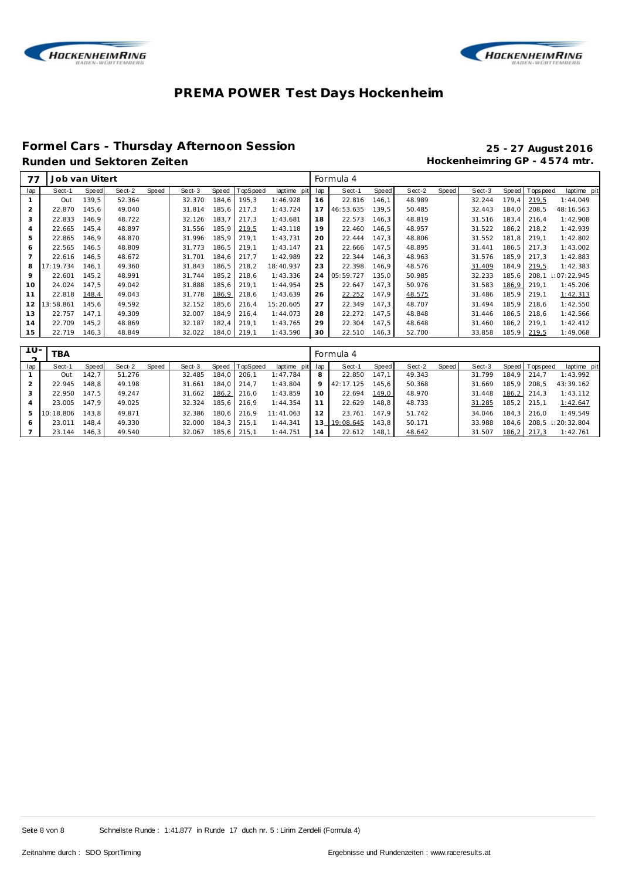# PREMA POWER Test Days Hockenheim

## Formel Cars - Thursday Afternoon Session

**25 - 27 August 2016**

### Runden und Sektoren Zeiten

**Hockenheimring GP - 4574 mtr.**

| 77 | Job van Uitert | | | | | | | | | Formula 4 | | | | | | | | |
|---|---|---|---|---|---|---|---|---|---|---|---|---|---|---|---|---|---|---|
| lap | Sect-1 | Speed | Sect-2 | Speed | Sect-3 | Speed | TopSpeed | laptime pit | lap | Sect-1 | Speed | Sect-2 | Speed | Sect-3 | Speed | Topspeed | laptime pit |
| 1 | Out | 139,5 | 52.364 | | 32.370 | 184,6 | 195,3 | 1:46.928 | 16 | 22.816 | 146,1 | 48.989 | | 32.244 | 179,4 | 219,5 | 1:44.049 |
| 2 | 22.870 | 145,6 | 49.040 | | 31.814 | 185,6 | 217,3 | 1:43.724 | 17 | 46:53.635 | 139,5 | 50.485 | | 32.443 | 184,0 | 208,5 | 48:16.563 |
| 3 | 22.833 | 146,9 | 48.722 | | 32.126 | 183,7 | 217,3 | 1:43.681 | 18 | 22.573 | 146,3 | 48.819 | | 31.516 | 183,4 | 216,4 | 1:42.908 |
| 4 | 22.665 | 145,4 | 48.897 | | 31.556 | 185,9 | 219,5 | 1:43.118 | 19 | 22.460 | 146,5 | 48.957 | | 31.522 | 186,2 | 218,2 | 1:42.939 |
| 5 | 22.865 | 146,9 | 48.870 | | 31.996 | 185,9 | 219,1 | 1:43.731 | 20 | 22.444 | 147,3 | 48.806 | | 31.552 | 181,8 | 219,1 | 1:42.802 |
| 6 | 22.565 | 146,5 | 48.809 | | 31.773 | 186,5 | 219,1 | 1:43.147 | 21 | 22.666 | 147,5 | 48.895 | | 31.441 | 186,5 | 217,3 | 1:43.002 |
| 7 | 22.616 | 146,5 | 48.672 | | 31.701 | 184,6 | 217,7 | 1:42.989 | 22 | 22.344 | 146,3 | 48.963 | | 31.576 | 185,9 | 217,3 | 1:42.883 |
| 8 | 17:19.734 | 146,1 | 49.360 | | 31.843 | 186,5 | 218,2 | 18:40.937 | 23 | 22.398 | 146,9 | 48.576 | | 31.409 | 184,9 | 219,5 | 1:42.383 |
| 9 | 22.601 | 145,2 | 48.991 | | 31.744 | 185,2 | 218,6 | 1:43.336 | 24 | 05:59.727 | 135,0 | 50.985 | | 32.233 | 185,6 | 208,1 | 1:07:22.945 |
| 10 | 24.024 | 147,5 | 49.042 | | 31.888 | 185,6 | 219,1 | 1:44.954 | 25 | 22.647 | 147,3 | 50.976 | | 31.583 | 186,9 | 219,1 | 1:45.206 |
| 11 | 22.818 | 148,4 | 49.043 | | 31.778 | 186,9 | 218,6 | 1:43.639 | 26 | 22.252 | 147,9 | 48.575 | | 31.486 | 185,9 | 219,1 | 1:42.313 |
| 12 | 13:58.861 | 145,6 | 49.592 | | 32.152 | 185,6 | 216,4 | 15:20.605 | 27 | 22.349 | 147,3 | 48.707 | | 31.494 | 185,9 | 218,6 | 1:42.550 |
| 13 | 22.757 | 147,1 | 49.309 | | 32.007 | 184,9 | 216,4 | 1:44.073 | 28 | 22.272 | 147,5 | 48.848 | | 31.446 | 186,5 | 218,6 | 1:42.566 |
| 14 | 22.709 | 145,2 | 48.869 | | 32.187 | 182,4 | 219,1 | 1:43.765 | 29 | 22.304 | 147,5 | 48.648 | | 31.460 | 186,2 | 219,1 | 1:42.412 |
| 15 | 22.719 | 146,3 | 48.849 | | 32.022 | 184,0 | 219,1 | 1:43.590 | 30 | 22.510 | 146,3 | 52.700 | | 33.858 | 185,9 | 219,5 | 1:49.068 |

| 10-2 | TBA | | | | | | | | | Formula 4 | | | | | | | | |
|---|---|---|---|---|---|---|---|---|---|---|---|---|---|---|---|---|---|---|
| lap | Sect-1 | Speed | Sect-2 | Speed | Sect-3 | Speed | TopSpeed | laptime pit | lap | Sect-1 | Speed | Sect-2 | Speed | Sect-3 | Speed | Topspeed | laptime pit |
| 1 | Out | 142,7 | 51.276 | | 32.485 | 184,0 | 206,1 | 1:47.784 | 8 | 22.850 | 147,1 | 49.343 | | 31.799 | 184,9 | 214,7 | 1:43.992 |
| 2 | 22.945 | 148,8 | 49.198 | | 31.661 | 184,0 | 214,7 | 1:43.804 | 9 | 42:17.125 | 145,6 | 50.368 | | 31.669 | 185,9 | 208,5 | 43:39.162 |
| 3 | 22.950 | 147,5 | 49.247 | | 31.662 | 186,2 | 216,0 | 1:43.859 | 10 | 22.694 | 149,0 | 48.970 | | 31.448 | 186,2 | 214,3 | 1:43.112 |
| 4 | 23.005 | 147,9 | 49.025 | | 32.324 | 185,6 | 216,9 | 1:44.354 | 11 | 22.629 | 148,8 | 48.733 | | 31.285 | 185,2 | 215,1 | 1:42.647 |
| 5 | 10:18.806 | 143,8 | 49.871 | | 32.386 | 180,6 | 216,9 | 11:41.063 | 12 | 23.761 | 147,9 | 51.742 | | 34.046 | 184,3 | 216,0 | 1:49.549 |
| 6 | 23.011 | 148,4 | 49.330 | | 32.000 | 184,3 | 215,1 | 1:44.341 | 13 | 19:08.645 | 143,8 | 50.171 | | 33.988 | 184,6 | 208,5 | 1:20:32.804 |
| 7 | 23.144 | 146,3 | 49.540 | | 32.067 | 185,6 | 215,1 | 1:44.751 | 14 | 22.612 | 148,1 | 48.642 | | 31.507 | 186,2 | 217,3 | 1:42.761 |

Schnellste Runde : 1:41.877 in Runde 17 duch nr. 5 : Lirim Zendeli (Formula 4)

Zeitnahme durch : SDO SportTiming

Ergebnisse und Rundenzeiten : www.raceresults.at